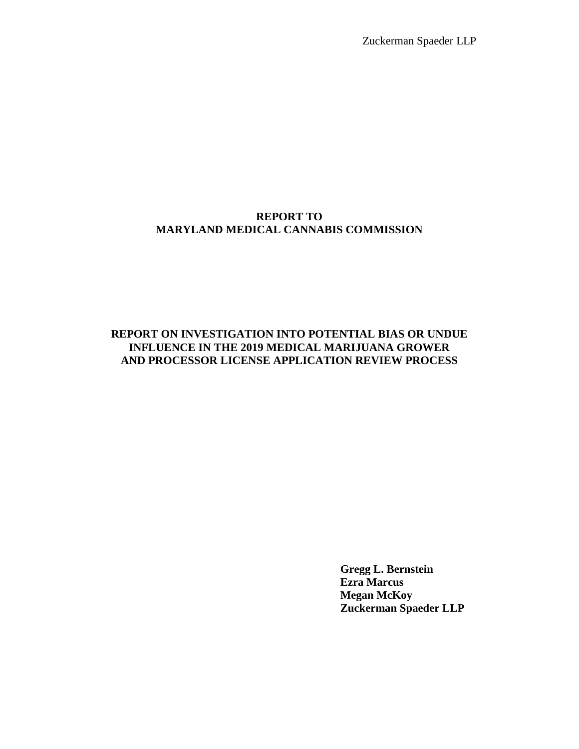Zuckerman Spaeder LLP

**REPORT TO**
**MARYLAND MEDICAL CANNABIS COMMISSION**

# REPORT ON INVESTIGATION INTO POTENTIAL BIAS OR UNDUE INFLUENCE IN THE 2019 MEDICAL MARIJUANA GROWER AND PROCESSOR LICENSE APPLICATION REVIEW PROCESS

**Gregg L. Bernstein**
**Ezra Marcus**
**Megan McKoy**
**Zuckerman Spaeder LLP**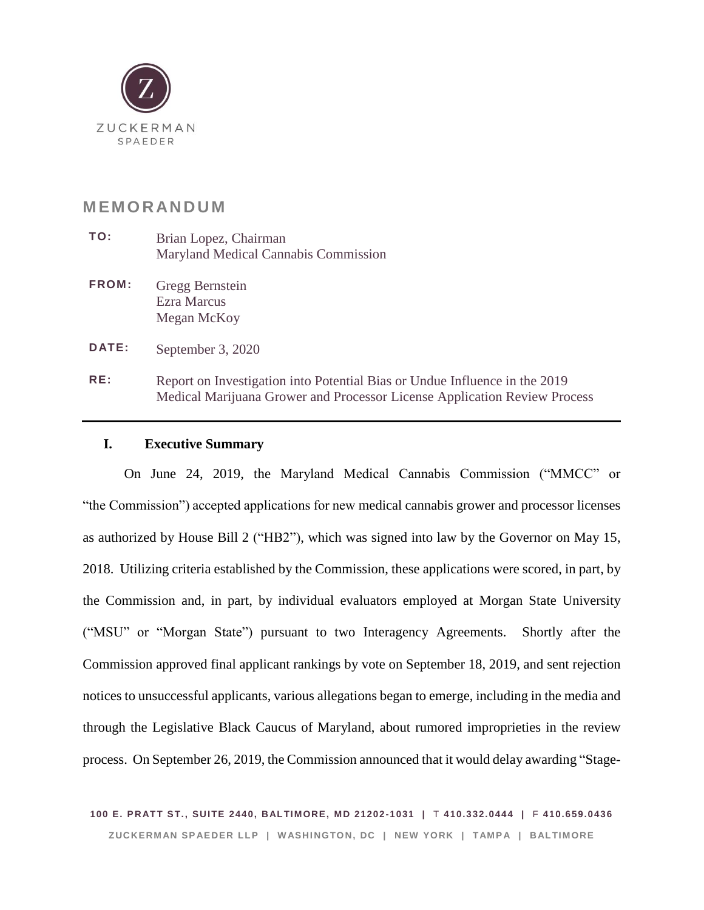ZUCKERMAN SPAEDER

# MEMORANDUM

**TO:** Brian Lopez, Chairman
Maryland Medical Cannabis Commission

**FROM:** Gregg Bernstein
Ezra Marcus
Megan McKoy

**DATE:** September 3, 2020

**RE:** Report on Investigation into Potential Bias or Undue Influence in the 2019 Medical Marijuana Grower and Processor License Application Review Process

## I. Executive Summary

On June 24, 2019, the Maryland Medical Cannabis Commission ("MMCC" or "the Commission") accepted applications for new medical cannabis grower and processor licenses as authorized by House Bill 2 ("HB2"), which was signed into law by the Governor on May 15, 2018. Utilizing criteria established by the Commission, these applications were scored, in part, by the Commission and, in part, by individual evaluators employed at Morgan State University ("MSU" or "Morgan State") pursuant to two Interagency Agreements. Shortly after the Commission approved final applicant rankings by vote on September 18, 2019, and sent rejection notices to unsuccessful applicants, various allegations began to emerge, including in the media and through the Legislative Black Caucus of Maryland, about rumored improprieties in the review process. On September 26, 2019, the Commission announced that it would delay awarding "Stage-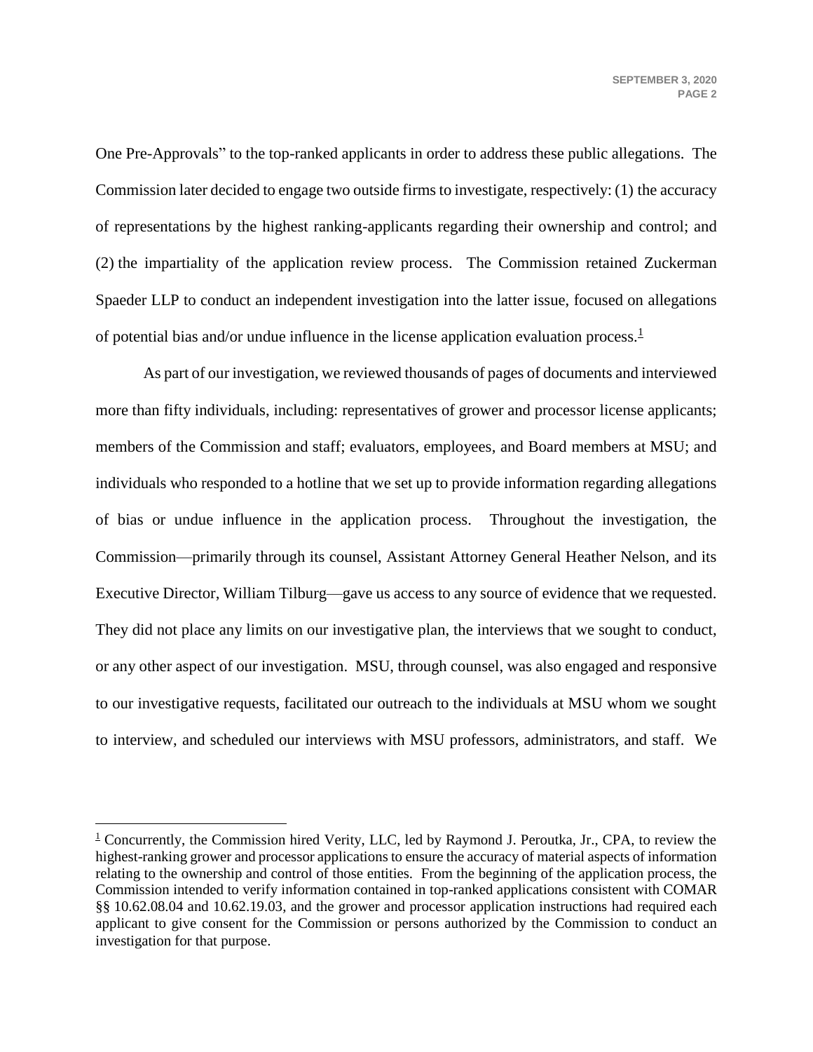One Pre-Approvals" to the top-ranked applicants in order to address these public allegations. The Commission later decided to engage two outside firms to investigate, respectively: (1) the accuracy of representations by the highest ranking-applicants regarding their ownership and control; and (2) the impartiality of the application review process. The Commission retained Zuckerman Spaeder LLP to conduct an independent investigation into the latter issue, focused on allegations of potential bias and/or undue influence in the license application evaluation process.[1]

As part of our investigation, we reviewed thousands of pages of documents and interviewed more than fifty individuals, including: representatives of grower and processor license applicants; members of the Commission and staff; evaluators, employees, and Board members at MSU; and individuals who responded to a hotline that we set up to provide information regarding allegations of bias or undue influence in the application process. Throughout the investigation, the Commission—primarily through its counsel, Assistant Attorney General Heather Nelson, and its Executive Director, William Tilburg—gave us access to any source of evidence that we requested. They did not place any limits on our investigative plan, the interviews that we sought to conduct, or any other aspect of our investigation. MSU, through counsel, was also engaged and responsive to our investigative requests, facilitated our outreach to the individuals at MSU whom we sought to interview, and scheduled our interviews with MSU professors, administrators, and staff. We

---

[1] Concurrently, the Commission hired Verity, LLC, led by Raymond J. Peroutka, Jr., CPA, to review the highest-ranking grower and processor applications to ensure the accuracy of material aspects of information relating to the ownership and control of those entities. From the beginning of the application process, the Commission intended to verify information contained in top-ranked applications consistent with COMAR §§ 10.62.08.04 and 10.62.19.03, and the grower and processor application instructions had required each applicant to give consent for the Commission or persons authorized by the Commission to conduct an investigation for that purpose.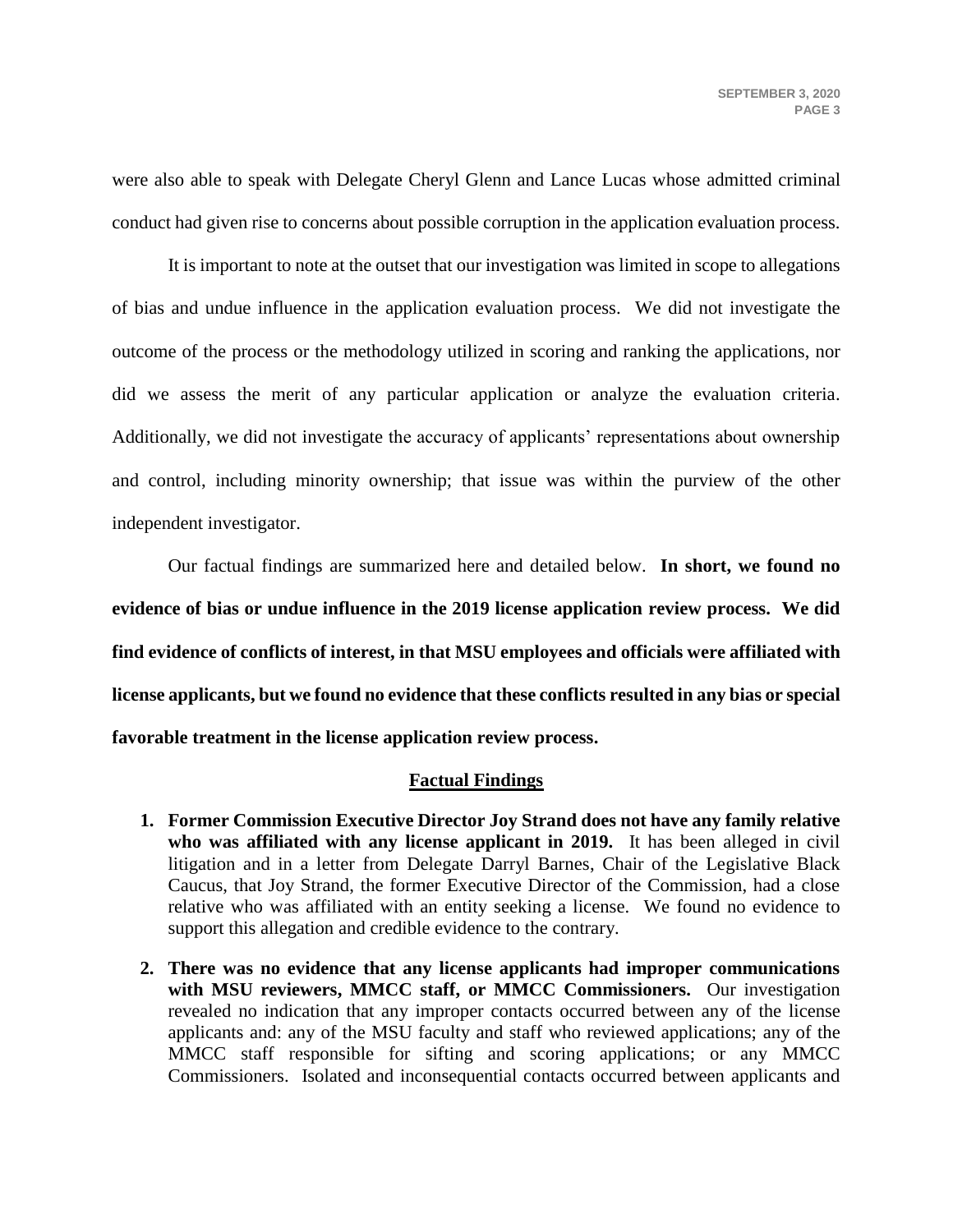were also able to speak with Delegate Cheryl Glenn and Lance Lucas whose admitted criminal conduct had given rise to concerns about possible corruption in the application evaluation process.

It is important to note at the outset that our investigation was limited in scope to allegations of bias and undue influence in the application evaluation process. We did not investigate the outcome of the process or the methodology utilized in scoring and ranking the applications, nor did we assess the merit of any particular application or analyze the evaluation criteria. Additionally, we did not investigate the accuracy of applicants' representations about ownership and control, including minority ownership; that issue was within the purview of the other independent investigator.

Our factual findings are summarized here and detailed below. **In short, we found no evidence of bias or undue influence in the 2019 license application review process. We did find evidence of conflicts of interest, in that MSU employees and officials were affiliated with license applicants, but we found no evidence that these conflicts resulted in any bias or special favorable treatment in the license application review process.**

## Factual Findings

1. **Former Commission Executive Director Joy Strand does not have any family relative who was affiliated with any license applicant in 2019.** It has been alleged in civil litigation and in a letter from Delegate Darryl Barnes, Chair of the Legislative Black Caucus, that Joy Strand, the former Executive Director of the Commission, had a close relative who was affiliated with an entity seeking a license. We found no evidence to support this allegation and credible evidence to the contrary.

2. **There was no evidence that any license applicants had improper communications with MSU reviewers, MMCC staff, or MMCC Commissioners.** Our investigation revealed no indication that any improper contacts occurred between any of the license applicants and: any of the MSU faculty and staff who reviewed applications; any of the MMCC staff responsible for sifting and scoring applications; or any MMCC Commissioners. Isolated and inconsequential contacts occurred between applicants and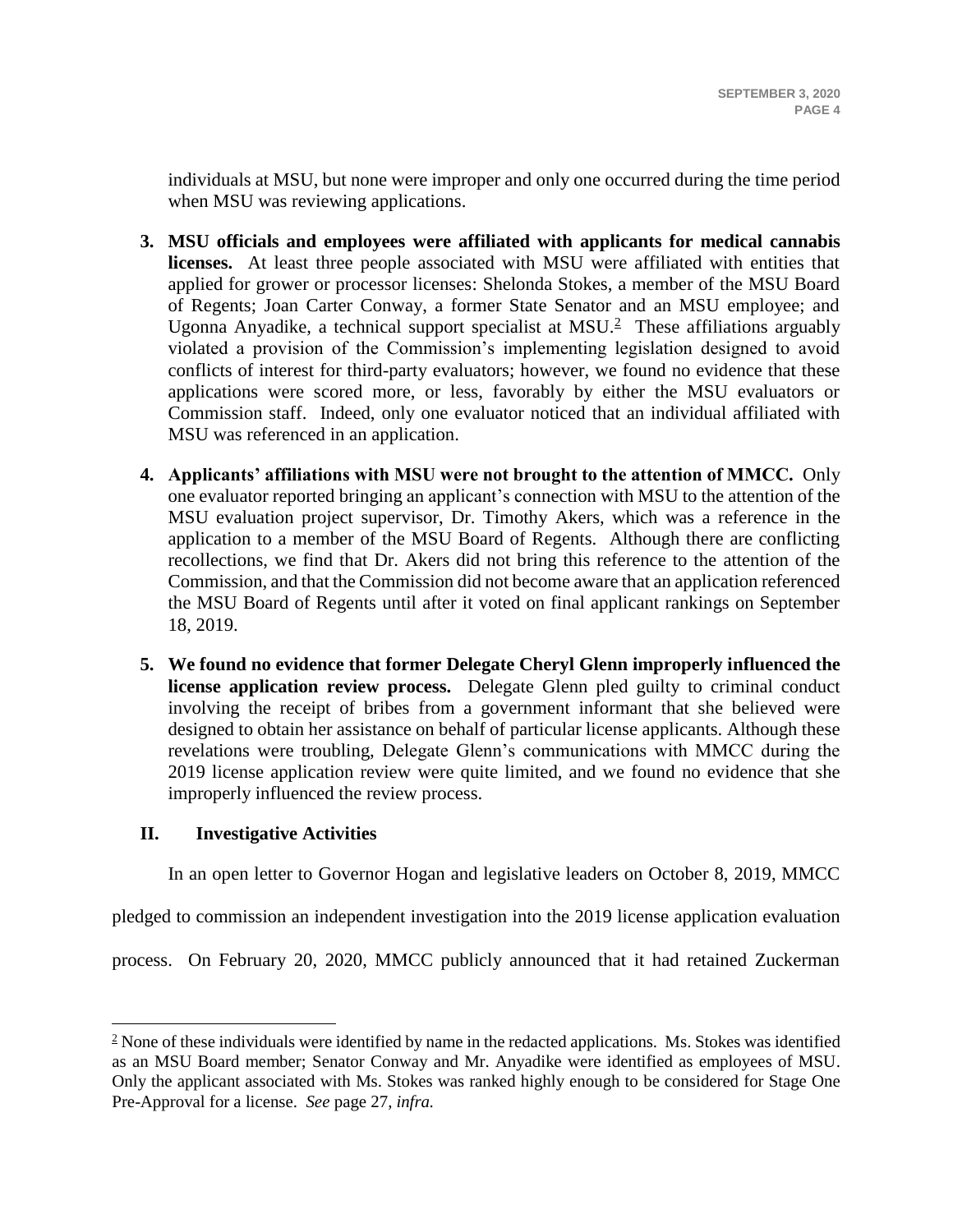individuals at MSU, but none were improper and only one occurred during the time period when MSU was reviewing applications.

3. **MSU officials and employees were affiliated with applicants for medical cannabis licenses.** At least three people associated with MSU were affiliated with entities that applied for grower or processor licenses: Shelonda Stokes, a member of the MSU Board of Regents; Joan Carter Conway, a former State Senator and an MSU employee; and Ugonna Anyadike, a technical support specialist at MSU.[2] These affiliations arguably violated a provision of the Commission's implementing legislation designed to avoid conflicts of interest for third-party evaluators; however, we found no evidence that these applications were scored more, or less, favorably by either the MSU evaluators or Commission staff. Indeed, only one evaluator noticed that an individual affiliated with MSU was referenced in an application.

4. **Applicants' affiliations with MSU were not brought to the attention of MMCC.** Only one evaluator reported bringing an applicant's connection with MSU to the attention of the MSU evaluation project supervisor, Dr. Timothy Akers, which was a reference in the application to a member of the MSU Board of Regents. Although there are conflicting recollections, we find that Dr. Akers did not bring this reference to the attention of the Commission, and that the Commission did not become aware that an application referenced the MSU Board of Regents until after it voted on final applicant rankings on September 18, 2019.

5. **We found no evidence that former Delegate Cheryl Glenn improperly influenced the license application review process.** Delegate Glenn pled guilty to criminal conduct involving the receipt of bribes from a government informant that she believed were designed to obtain her assistance on behalf of particular license applicants. Although these revelations were troubling, Delegate Glenn's communications with MMCC during the 2019 license application review were quite limited, and we found no evidence that she improperly influenced the review process.

## II. Investigative Activities

In an open letter to Governor Hogan and legislative leaders on October 8, 2019, MMCC pledged to commission an independent investigation into the 2019 license application evaluation process. On February 20, 2020, MMCC publicly announced that it had retained Zuckerman

---

[2] None of these individuals were identified by name in the redacted applications. Ms. Stokes was identified as an MSU Board member; Senator Conway and Mr. Anyadike were identified as employees of MSU. Only the applicant associated with Ms. Stokes was ranked highly enough to be considered for Stage One Pre-Approval for a license. *See* page 27, *infra.*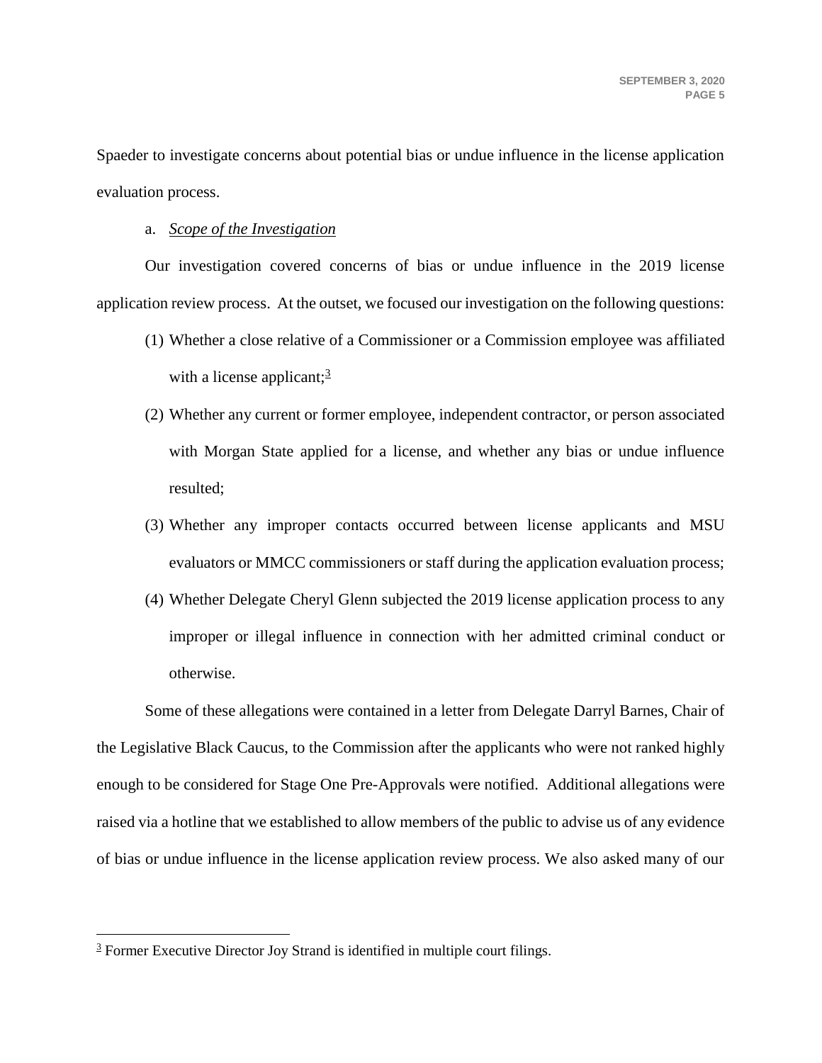Spaeder to investigate concerns about potential bias or undue influence in the license application evaluation process.

a. *Scope of the Investigation*

Our investigation covered concerns of bias or undue influence in the 2019 license application review process. At the outset, we focused our investigation on the following questions:

(1) Whether a close relative of a Commissioner or a Commission employee was affiliated with a license applicant;[3]

(2) Whether any current or former employee, independent contractor, or person associated with Morgan State applied for a license, and whether any bias or undue influence resulted;

(3) Whether any improper contacts occurred between license applicants and MSU evaluators or MMCC commissioners or staff during the application evaluation process;

(4) Whether Delegate Cheryl Glenn subjected the 2019 license application process to any improper or illegal influence in connection with her admitted criminal conduct or otherwise.

Some of these allegations were contained in a letter from Delegate Darryl Barnes, Chair of the Legislative Black Caucus, to the Commission after the applicants who were not ranked highly enough to be considered for Stage One Pre-Approvals were notified. Additional allegations were raised via a hotline that we established to allow members of the public to advise us of any evidence of bias or undue influence in the license application review process. We also asked many of our

[3] Former Executive Director Joy Strand is identified in multiple court filings.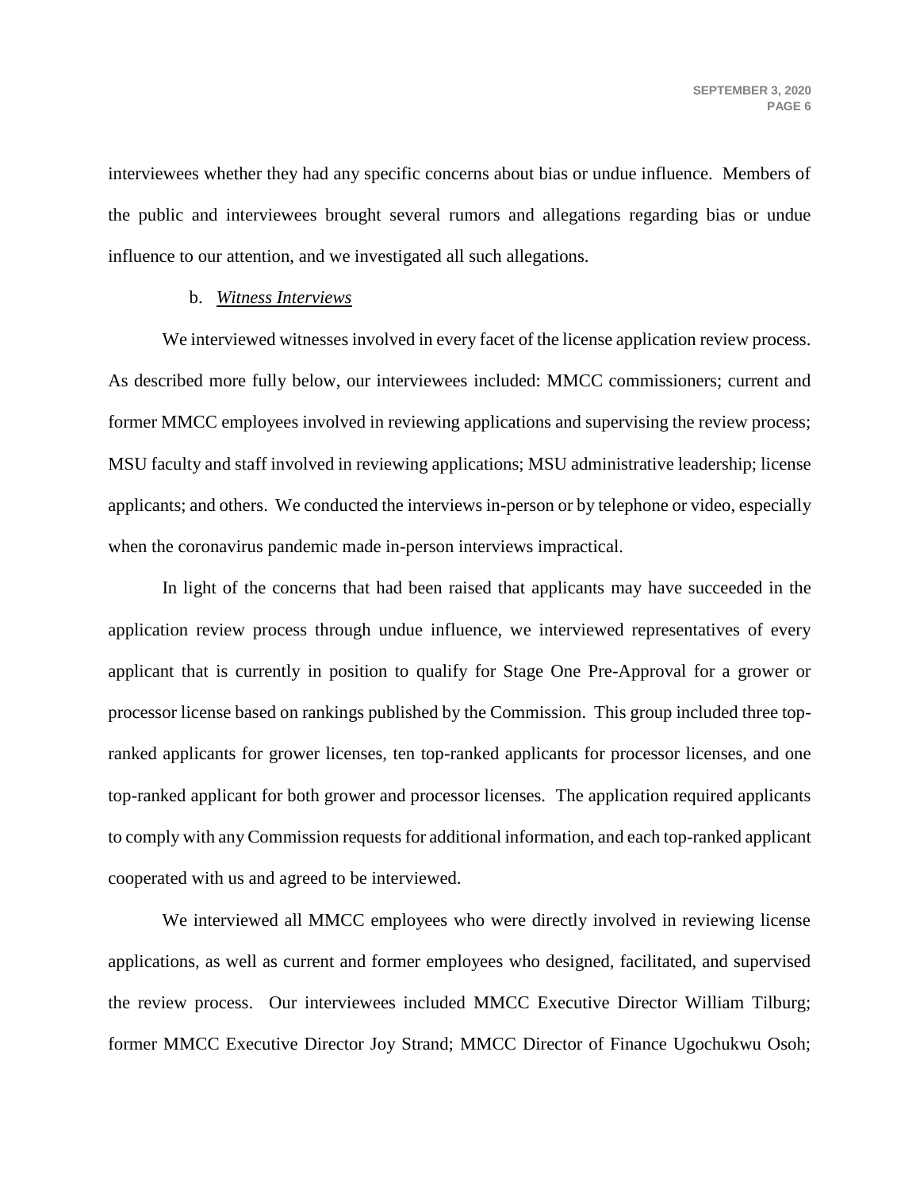interviewees whether they had any specific concerns about bias or undue influence. Members of the public and interviewees brought several rumors and allegations regarding bias or undue influence to our attention, and we investigated all such allegations.

b. *Witness Interviews*

We interviewed witnesses involved in every facet of the license application review process. As described more fully below, our interviewees included: MMCC commissioners; current and former MMCC employees involved in reviewing applications and supervising the review process; MSU faculty and staff involved in reviewing applications; MSU administrative leadership; license applicants; and others. We conducted the interviews in-person or by telephone or video, especially when the coronavirus pandemic made in-person interviews impractical.

In light of the concerns that had been raised that applicants may have succeeded in the application review process through undue influence, we interviewed representatives of every applicant that is currently in position to qualify for Stage One Pre-Approval for a grower or processor license based on rankings published by the Commission. This group included three top-ranked applicants for grower licenses, ten top-ranked applicants for processor licenses, and one top-ranked applicant for both grower and processor licenses. The application required applicants to comply with any Commission requests for additional information, and each top-ranked applicant cooperated with us and agreed to be interviewed.

We interviewed all MMCC employees who were directly involved in reviewing license applications, as well as current and former employees who designed, facilitated, and supervised the review process. Our interviewees included MMCC Executive Director William Tilburg; former MMCC Executive Director Joy Strand; MMCC Director of Finance Ugochukwu Osoh;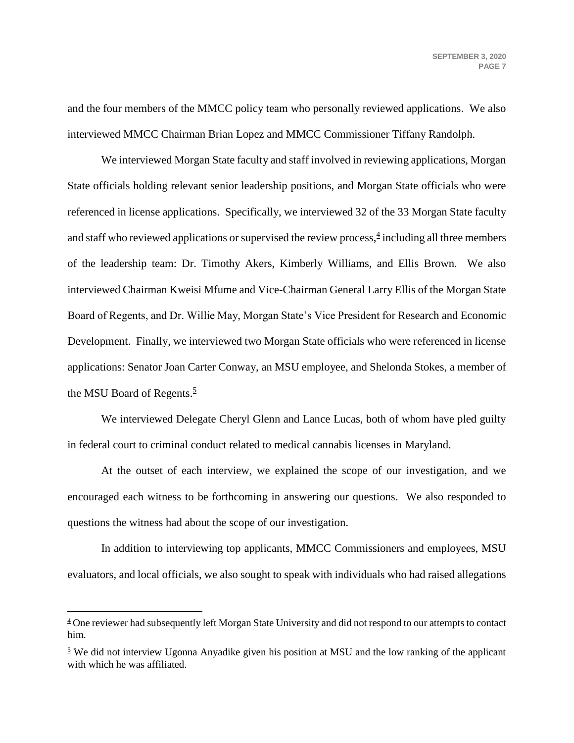and the four members of the MMCC policy team who personally reviewed applications. We also interviewed MMCC Chairman Brian Lopez and MMCC Commissioner Tiffany Randolph.

We interviewed Morgan State faculty and staff involved in reviewing applications, Morgan State officials holding relevant senior leadership positions, and Morgan State officials who were referenced in license applications. Specifically, we interviewed 32 of the 33 Morgan State faculty and staff who reviewed applications or supervised the review process,[4] including all three members of the leadership team: Dr. Timothy Akers, Kimberly Williams, and Ellis Brown. We also interviewed Chairman Kweisi Mfume and Vice-Chairman General Larry Ellis of the Morgan State Board of Regents, and Dr. Willie May, Morgan State's Vice President for Research and Economic Development. Finally, we interviewed two Morgan State officials who were referenced in license applications: Senator Joan Carter Conway, an MSU employee, and Shelonda Stokes, a member of the MSU Board of Regents.[5]

We interviewed Delegate Cheryl Glenn and Lance Lucas, both of whom have pled guilty in federal court to criminal conduct related to medical cannabis licenses in Maryland.

At the outset of each interview, we explained the scope of our investigation, and we encouraged each witness to be forthcoming in answering our questions. We also responded to questions the witness had about the scope of our investigation.

In addition to interviewing top applicants, MMCC Commissioners and employees, MSU evaluators, and local officials, we also sought to speak with individuals who had raised allegations

---

[4] One reviewer had subsequently left Morgan State University and did not respond to our attempts to contact him.

[5] We did not interview Ugonna Anyadike given his position at MSU and the low ranking of the applicant with which he was affiliated.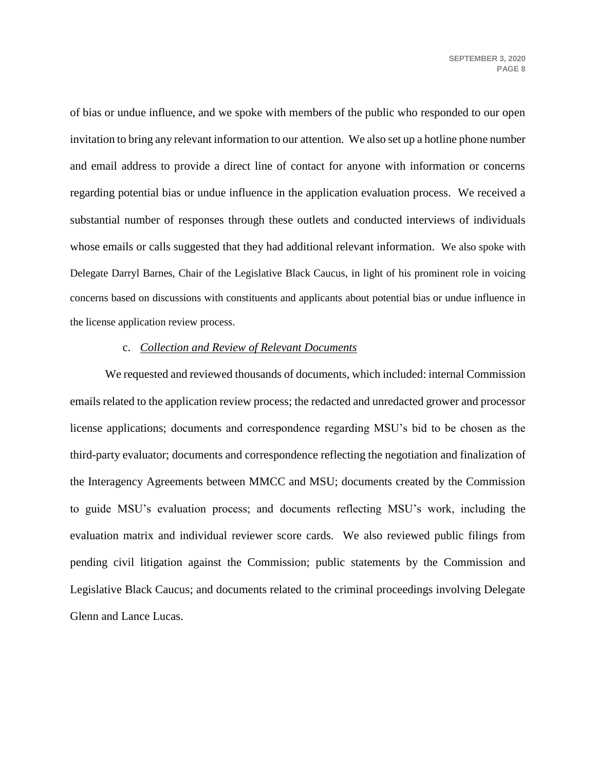of bias or undue influence, and we spoke with members of the public who responded to our open invitation to bring any relevant information to our attention. We also set up a hotline phone number and email address to provide a direct line of contact for anyone with information or concerns regarding potential bias or undue influence in the application evaluation process. We received a substantial number of responses through these outlets and conducted interviews of individuals whose emails or calls suggested that they had additional relevant information. We also spoke with Delegate Darryl Barnes, Chair of the Legislative Black Caucus, in light of his prominent role in voicing concerns based on discussions with constituents and applicants about potential bias or undue influence in the license application review process.

c. *Collection and Review of Relevant Documents*

We requested and reviewed thousands of documents, which included: internal Commission emails related to the application review process; the redacted and unredacted grower and processor license applications; documents and correspondence regarding MSU's bid to be chosen as the third-party evaluator; documents and correspondence reflecting the negotiation and finalization of the Interagency Agreements between MMCC and MSU; documents created by the Commission to guide MSU's evaluation process; and documents reflecting MSU's work, including the evaluation matrix and individual reviewer score cards. We also reviewed public filings from pending civil litigation against the Commission; public statements by the Commission and Legislative Black Caucus; and documents related to the criminal proceedings involving Delegate Glenn and Lance Lucas.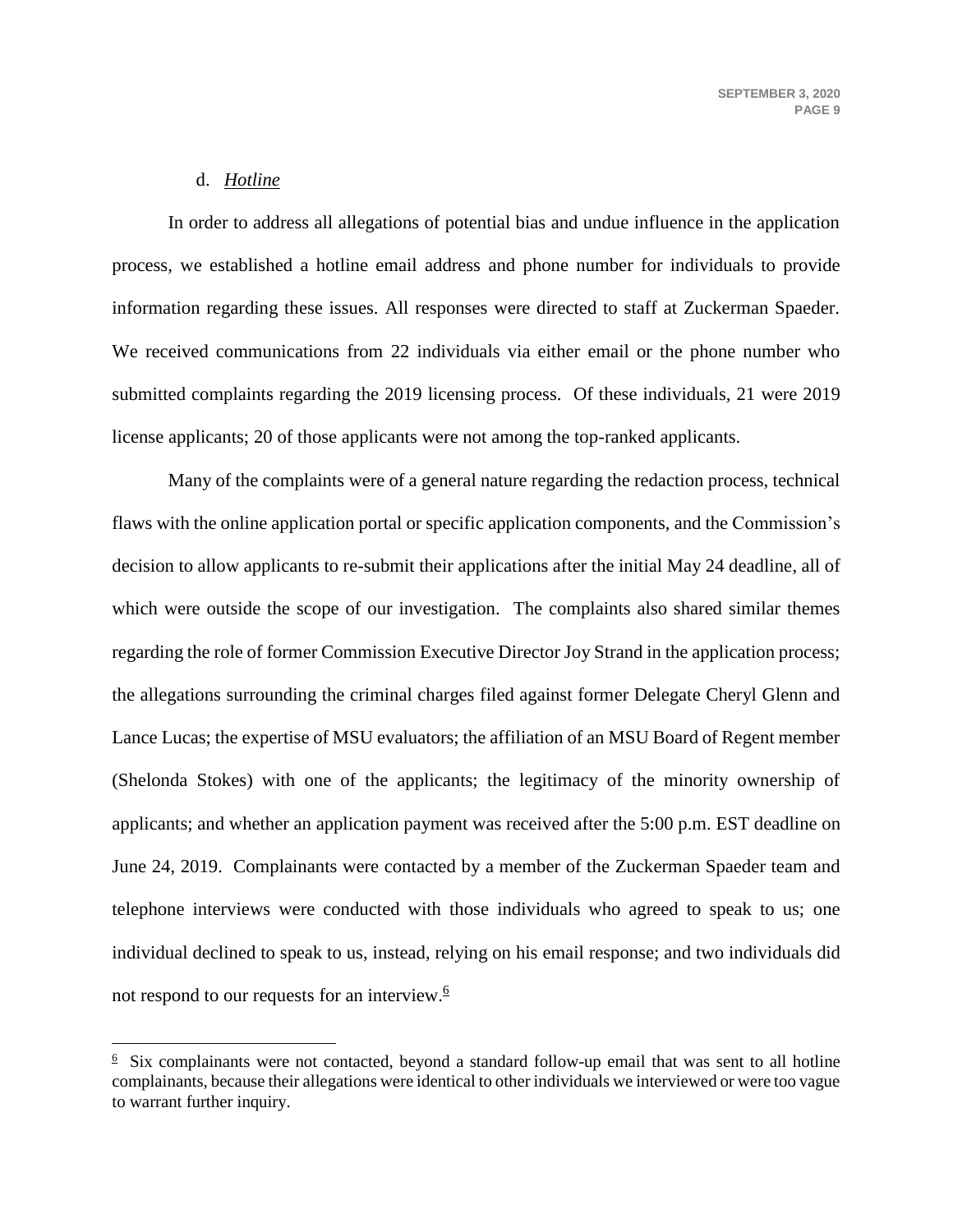d. ***Hotline***

In order to address all allegations of potential bias and undue influence in the application process, we established a hotline email address and phone number for individuals to provide information regarding these issues. All responses were directed to staff at Zuckerman Spaeder. We received communications from 22 individuals via either email or the phone number who submitted complaints regarding the 2019 licensing process. Of these individuals, 21 were 2019 license applicants; 20 of those applicants were not among the top-ranked applicants.

Many of the complaints were of a general nature regarding the redaction process, technical flaws with the online application portal or specific application components, and the Commission's decision to allow applicants to re-submit their applications after the initial May 24 deadline, all of which were outside the scope of our investigation. The complaints also shared similar themes regarding the role of former Commission Executive Director Joy Strand in the application process; the allegations surrounding the criminal charges filed against former Delegate Cheryl Glenn and Lance Lucas; the expertise of MSU evaluators; the affiliation of an MSU Board of Regent member (Shelonda Stokes) with one of the applicants; the legitimacy of the minority ownership of applicants; and whether an application payment was received after the 5:00 p.m. EST deadline on June 24, 2019. Complainants were contacted by a member of the Zuckerman Spaeder team and telephone interviews were conducted with those individuals who agreed to speak to us; one individual declined to speak to us, instead, relying on his email response; and two individuals did not respond to our requests for an interview.[6]

---

[6] Six complainants were not contacted, beyond a standard follow-up email that was sent to all hotline complainants, because their allegations were identical to other individuals we interviewed or were too vague to warrant further inquiry.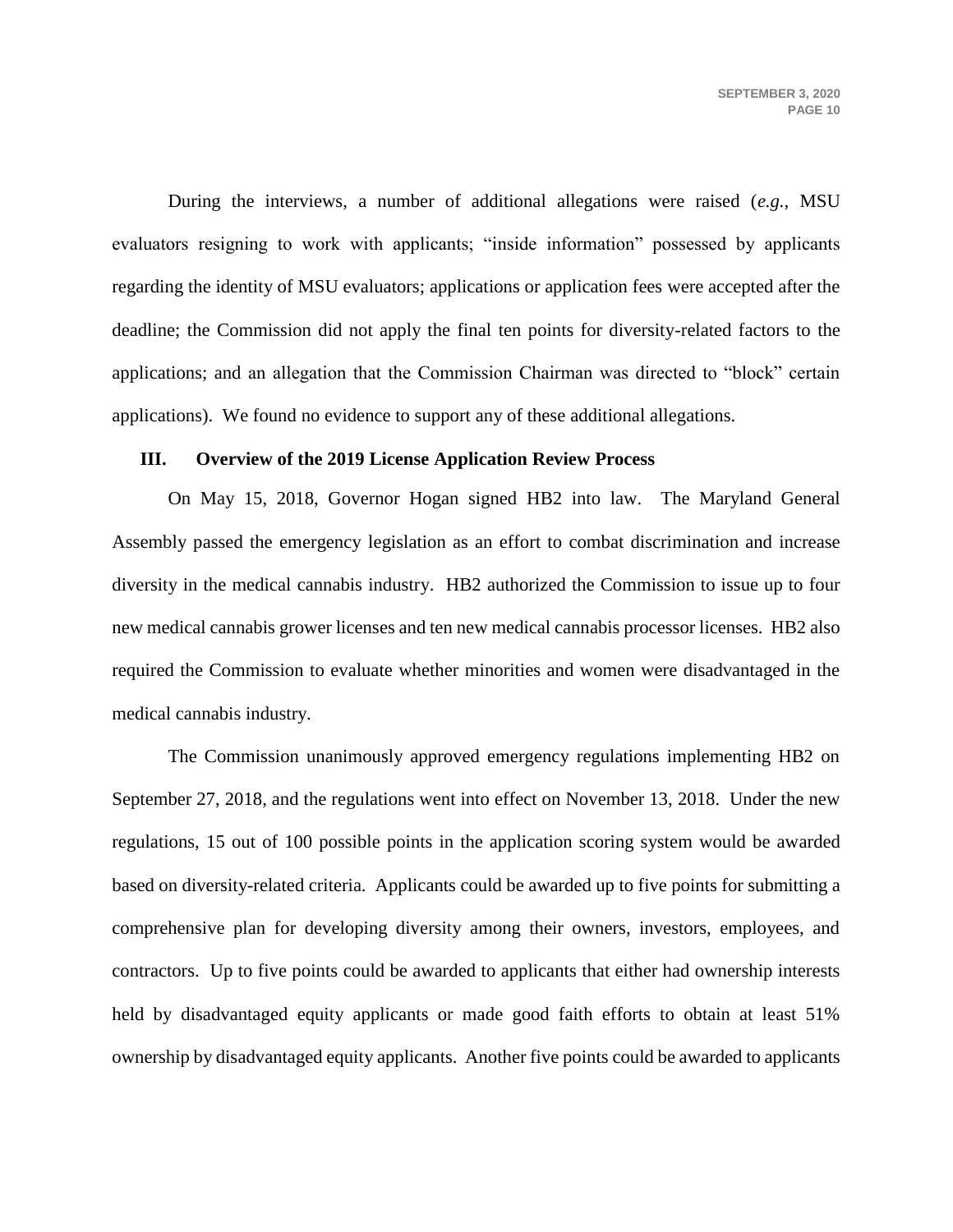During the interviews, a number of additional allegations were raised (*e.g.*, MSU evaluators resigning to work with applicants; "inside information" possessed by applicants regarding the identity of MSU evaluators; applications or application fees were accepted after the deadline; the Commission did not apply the final ten points for diversity-related factors to the applications; and an allegation that the Commission Chairman was directed to "block" certain applications). We found no evidence to support any of these additional allegations.

## III. Overview of the 2019 License Application Review Process

On May 15, 2018, Governor Hogan signed HB2 into law. The Maryland General Assembly passed the emergency legislation as an effort to combat discrimination and increase diversity in the medical cannabis industry. HB2 authorized the Commission to issue up to four new medical cannabis grower licenses and ten new medical cannabis processor licenses. HB2 also required the Commission to evaluate whether minorities and women were disadvantaged in the medical cannabis industry.

The Commission unanimously approved emergency regulations implementing HB2 on September 27, 2018, and the regulations went into effect on November 13, 2018. Under the new regulations, 15 out of 100 possible points in the application scoring system would be awarded based on diversity-related criteria. Applicants could be awarded up to five points for submitting a comprehensive plan for developing diversity among their owners, investors, employees, and contractors. Up to five points could be awarded to applicants that either had ownership interests held by disadvantaged equity applicants or made good faith efforts to obtain at least 51% ownership by disadvantaged equity applicants. Another five points could be awarded to applicants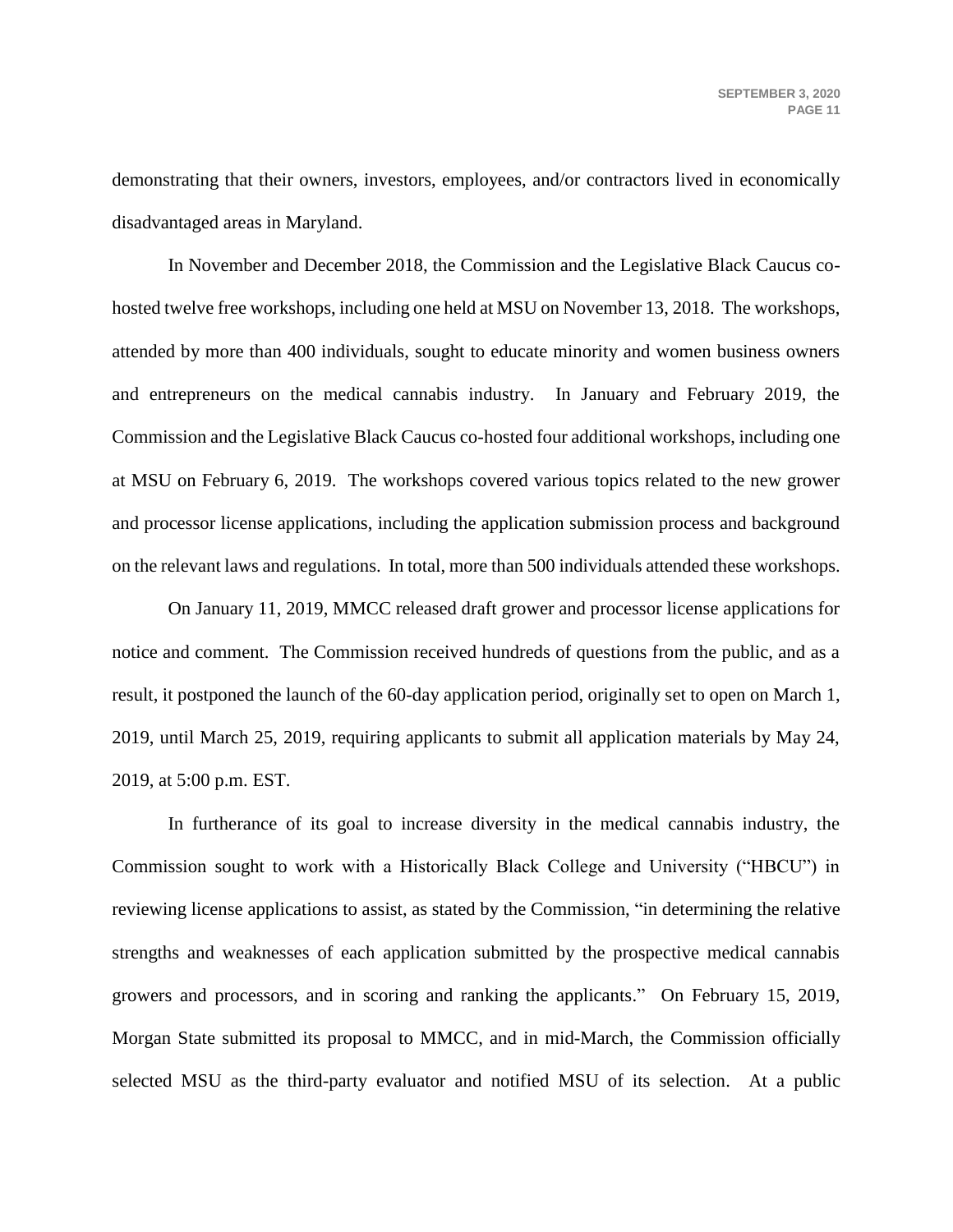demonstrating that their owners, investors, employees, and/or contractors lived in economically disadvantaged areas in Maryland.

In November and December 2018, the Commission and the Legislative Black Caucus co-hosted twelve free workshops, including one held at MSU on November 13, 2018. The workshops, attended by more than 400 individuals, sought to educate minority and women business owners and entrepreneurs on the medical cannabis industry. In January and February 2019, the Commission and the Legislative Black Caucus co-hosted four additional workshops, including one at MSU on February 6, 2019. The workshops covered various topics related to the new grower and processor license applications, including the application submission process and background on the relevant laws and regulations. In total, more than 500 individuals attended these workshops.

On January 11, 2019, MMCC released draft grower and processor license applications for notice and comment. The Commission received hundreds of questions from the public, and as a result, it postponed the launch of the 60-day application period, originally set to open on March 1, 2019, until March 25, 2019, requiring applicants to submit all application materials by May 24, 2019, at 5:00 p.m. EST.

In furtherance of its goal to increase diversity in the medical cannabis industry, the Commission sought to work with a Historically Black College and University ("HBCU") in reviewing license applications to assist, as stated by the Commission, "in determining the relative strengths and weaknesses of each application submitted by the prospective medical cannabis growers and processors, and in scoring and ranking the applicants." On February 15, 2019, Morgan State submitted its proposal to MMCC, and in mid-March, the Commission officially selected MSU as the third-party evaluator and notified MSU of its selection. At a public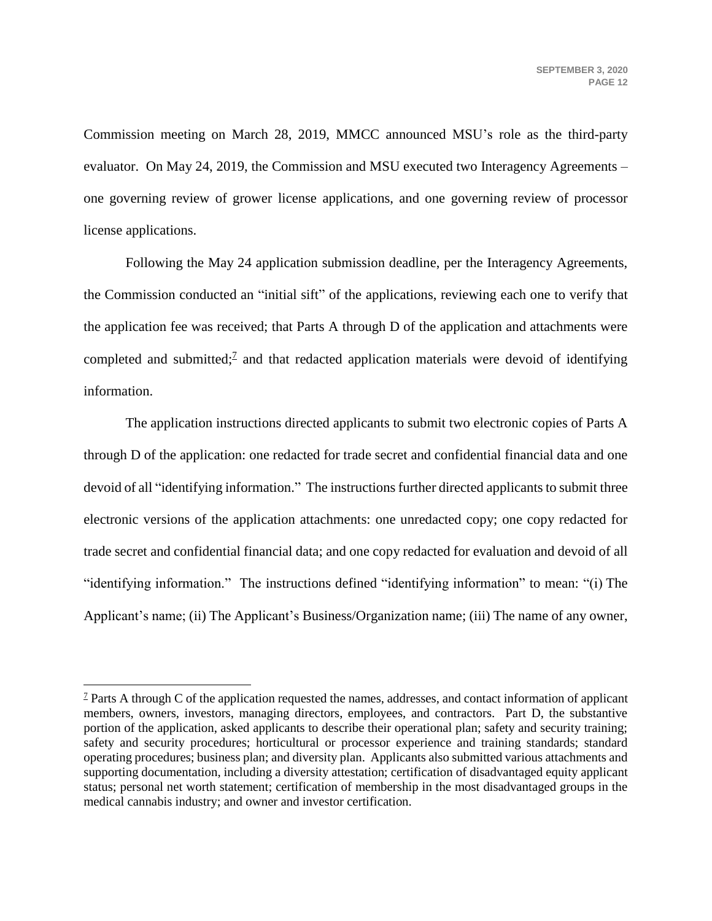Commission meeting on March 28, 2019, MMCC announced MSU's role as the third-party evaluator. On May 24, 2019, the Commission and MSU executed two Interagency Agreements – one governing review of grower license applications, and one governing review of processor license applications.

Following the May 24 application submission deadline, per the Interagency Agreements, the Commission conducted an "initial sift" of the applications, reviewing each one to verify that the application fee was received; that Parts A through D of the application and attachments were completed and submitted;[7] and that redacted application materials were devoid of identifying information.

The application instructions directed applicants to submit two electronic copies of Parts A through D of the application: one redacted for trade secret and confidential financial data and one devoid of all "identifying information." The instructions further directed applicants to submit three electronic versions of the application attachments: one unredacted copy; one copy redacted for trade secret and confidential financial data; and one copy redacted for evaluation and devoid of all "identifying information." The instructions defined "identifying information" to mean: "(i) The Applicant's name; (ii) The Applicant's Business/Organization name; (iii) The name of any owner,

---

[7] Parts A through C of the application requested the names, addresses, and contact information of applicant members, owners, investors, managing directors, employees, and contractors. Part D, the substantive portion of the application, asked applicants to describe their operational plan; safety and security training; safety and security procedures; horticultural or processor experience and training standards; standard operating procedures; business plan; and diversity plan. Applicants also submitted various attachments and supporting documentation, including a diversity attestation; certification of disadvantaged equity applicant status; personal net worth statement; certification of membership in the most disadvantaged groups in the medical cannabis industry; and owner and investor certification.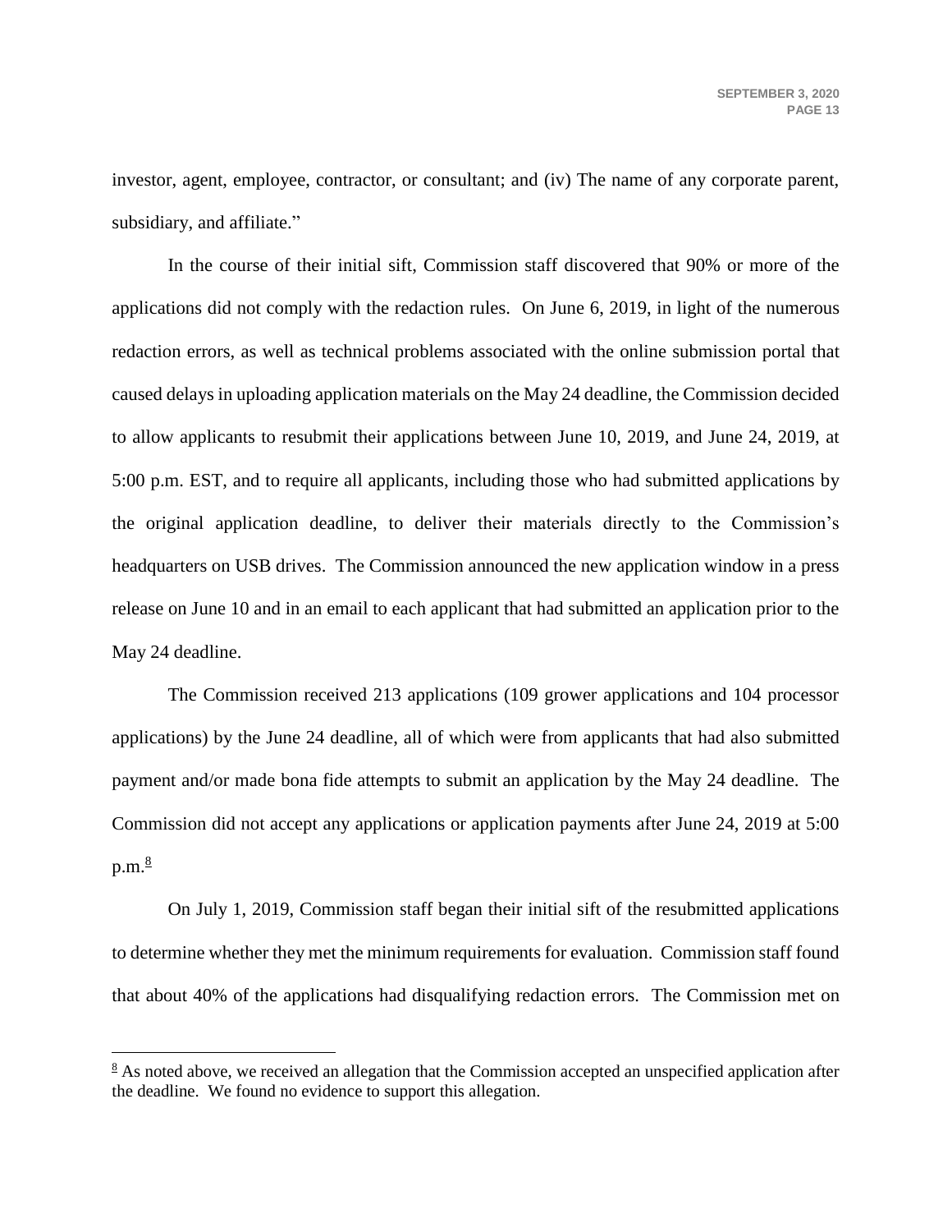investor, agent, employee, contractor, or consultant; and (iv) The name of any corporate parent, subsidiary, and affiliate."

In the course of their initial sift, Commission staff discovered that 90% or more of the applications did not comply with the redaction rules. On June 6, 2019, in light of the numerous redaction errors, as well as technical problems associated with the online submission portal that caused delays in uploading application materials on the May 24 deadline, the Commission decided to allow applicants to resubmit their applications between June 10, 2019, and June 24, 2019, at 5:00 p.m. EST, and to require all applicants, including those who had submitted applications by the original application deadline, to deliver their materials directly to the Commission's headquarters on USB drives. The Commission announced the new application window in a press release on June 10 and in an email to each applicant that had submitted an application prior to the May 24 deadline.

The Commission received 213 applications (109 grower applications and 104 processor applications) by the June 24 deadline, all of which were from applicants that had also submitted payment and/or made bona fide attempts to submit an application by the May 24 deadline. The Commission did not accept any applications or application payments after June 24, 2019 at 5:00 p.m.[8]

On July 1, 2019, Commission staff began their initial sift of the resubmitted applications to determine whether they met the minimum requirements for evaluation. Commission staff found that about 40% of the applications had disqualifying redaction errors. The Commission met on

[8] As noted above, we received an allegation that the Commission accepted an unspecified application after the deadline. We found no evidence to support this allegation.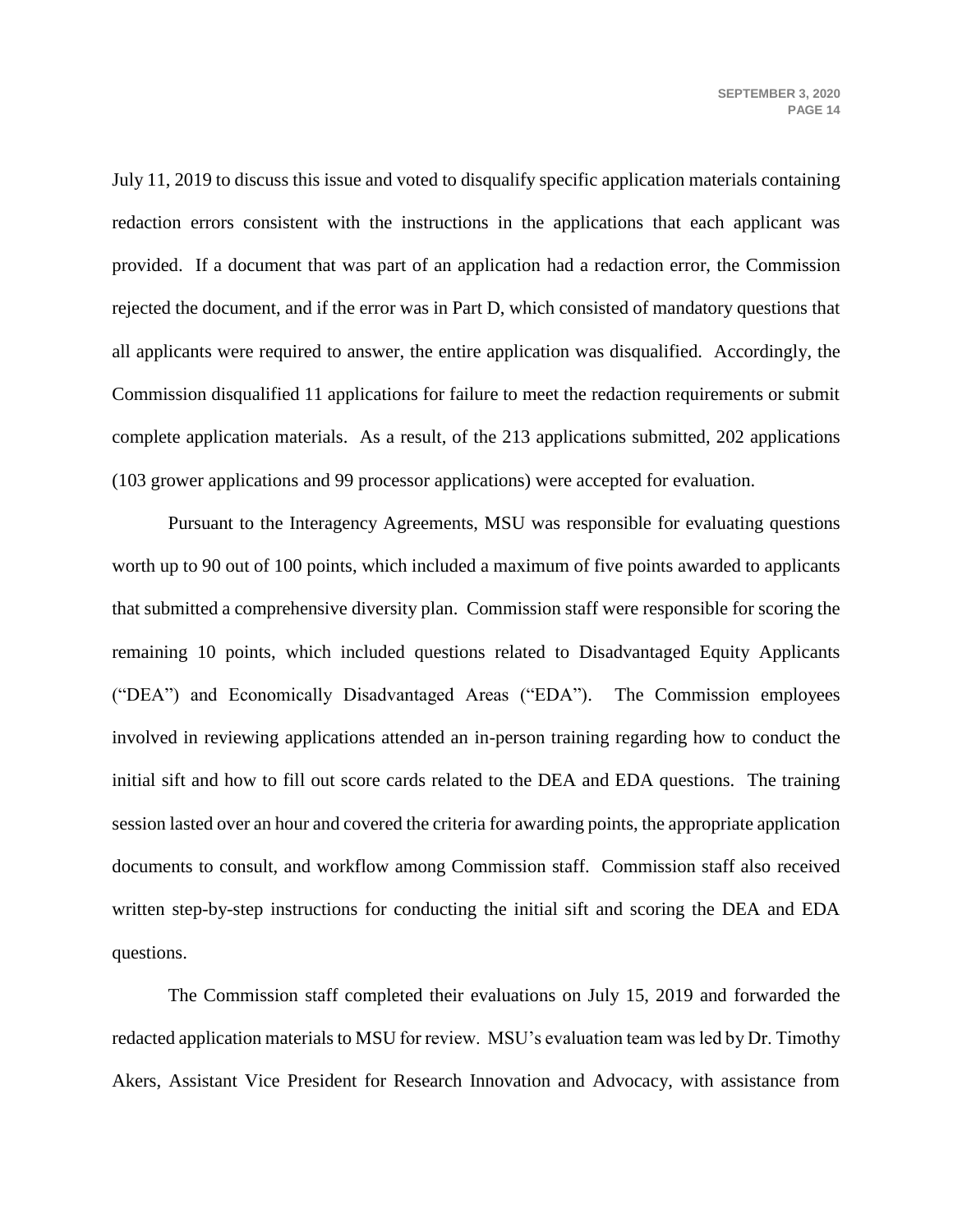July 11, 2019 to discuss this issue and voted to disqualify specific application materials containing redaction errors consistent with the instructions in the applications that each applicant was provided. If a document that was part of an application had a redaction error, the Commission rejected the document, and if the error was in Part D, which consisted of mandatory questions that all applicants were required to answer, the entire application was disqualified. Accordingly, the Commission disqualified 11 applications for failure to meet the redaction requirements or submit complete application materials. As a result, of the 213 applications submitted, 202 applications (103 grower applications and 99 processor applications) were accepted for evaluation.

Pursuant to the Interagency Agreements, MSU was responsible for evaluating questions worth up to 90 out of 100 points, which included a maximum of five points awarded to applicants that submitted a comprehensive diversity plan. Commission staff were responsible for scoring the remaining 10 points, which included questions related to Disadvantaged Equity Applicants ("DEA") and Economically Disadvantaged Areas ("EDA"). The Commission employees involved in reviewing applications attended an in-person training regarding how to conduct the initial sift and how to fill out score cards related to the DEA and EDA questions. The training session lasted over an hour and covered the criteria for awarding points, the appropriate application documents to consult, and workflow among Commission staff. Commission staff also received written step-by-step instructions for conducting the initial sift and scoring the DEA and EDA questions.

The Commission staff completed their evaluations on July 15, 2019 and forwarded the redacted application materials to MSU for review. MSU's evaluation team was led by Dr. Timothy Akers, Assistant Vice President for Research Innovation and Advocacy, with assistance from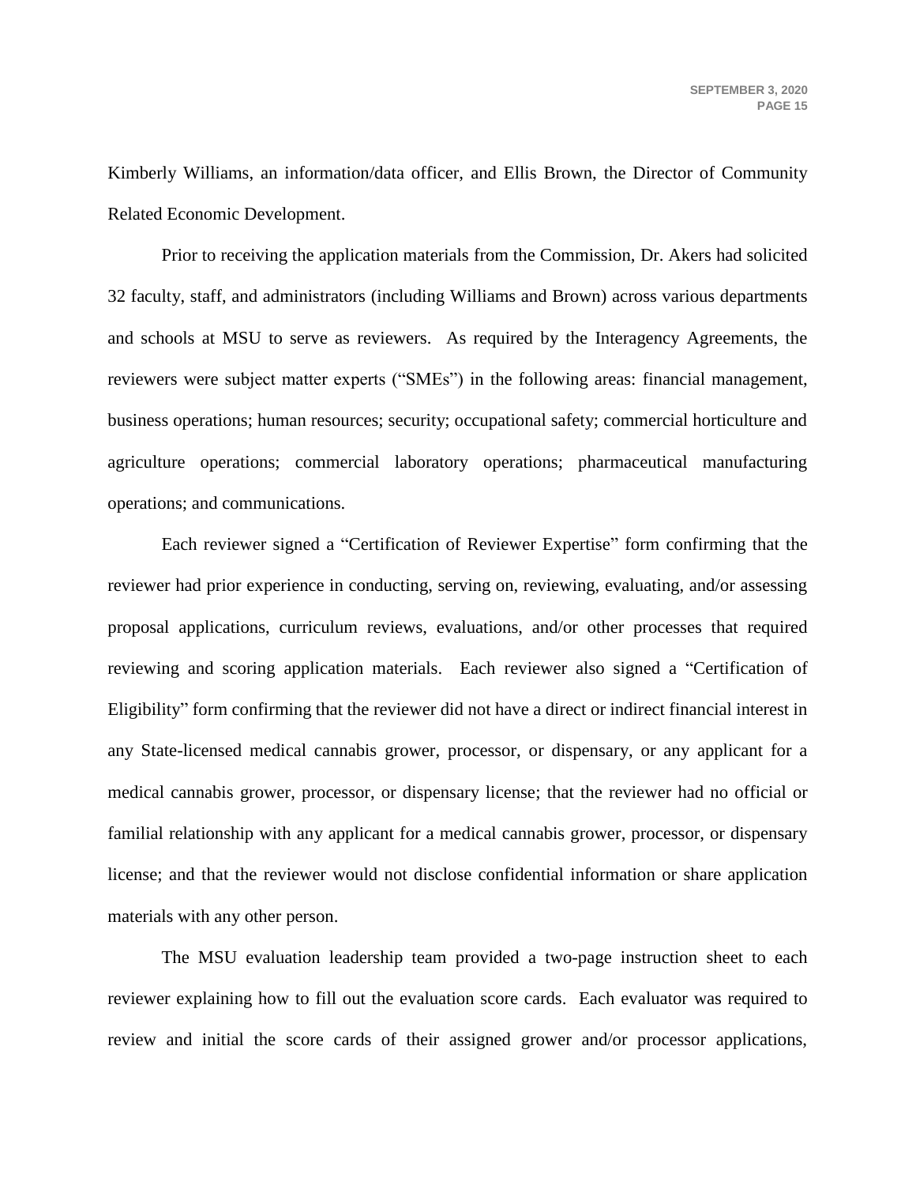Kimberly Williams, an information/data officer, and Ellis Brown, the Director of Community Related Economic Development.

Prior to receiving the application materials from the Commission, Dr. Akers had solicited 32 faculty, staff, and administrators (including Williams and Brown) across various departments and schools at MSU to serve as reviewers. As required by the Interagency Agreements, the reviewers were subject matter experts ("SMEs") in the following areas: financial management, business operations; human resources; security; occupational safety; commercial horticulture and agriculture operations; commercial laboratory operations; pharmaceutical manufacturing operations; and communications.

Each reviewer signed a "Certification of Reviewer Expertise" form confirming that the reviewer had prior experience in conducting, serving on, reviewing, evaluating, and/or assessing proposal applications, curriculum reviews, evaluations, and/or other processes that required reviewing and scoring application materials. Each reviewer also signed a "Certification of Eligibility" form confirming that the reviewer did not have a direct or indirect financial interest in any State-licensed medical cannabis grower, processor, or dispensary, or any applicant for a medical cannabis grower, processor, or dispensary license; that the reviewer had no official or familial relationship with any applicant for a medical cannabis grower, processor, or dispensary license; and that the reviewer would not disclose confidential information or share application materials with any other person.

The MSU evaluation leadership team provided a two-page instruction sheet to each reviewer explaining how to fill out the evaluation score cards. Each evaluator was required to review and initial the score cards of their assigned grower and/or processor applications,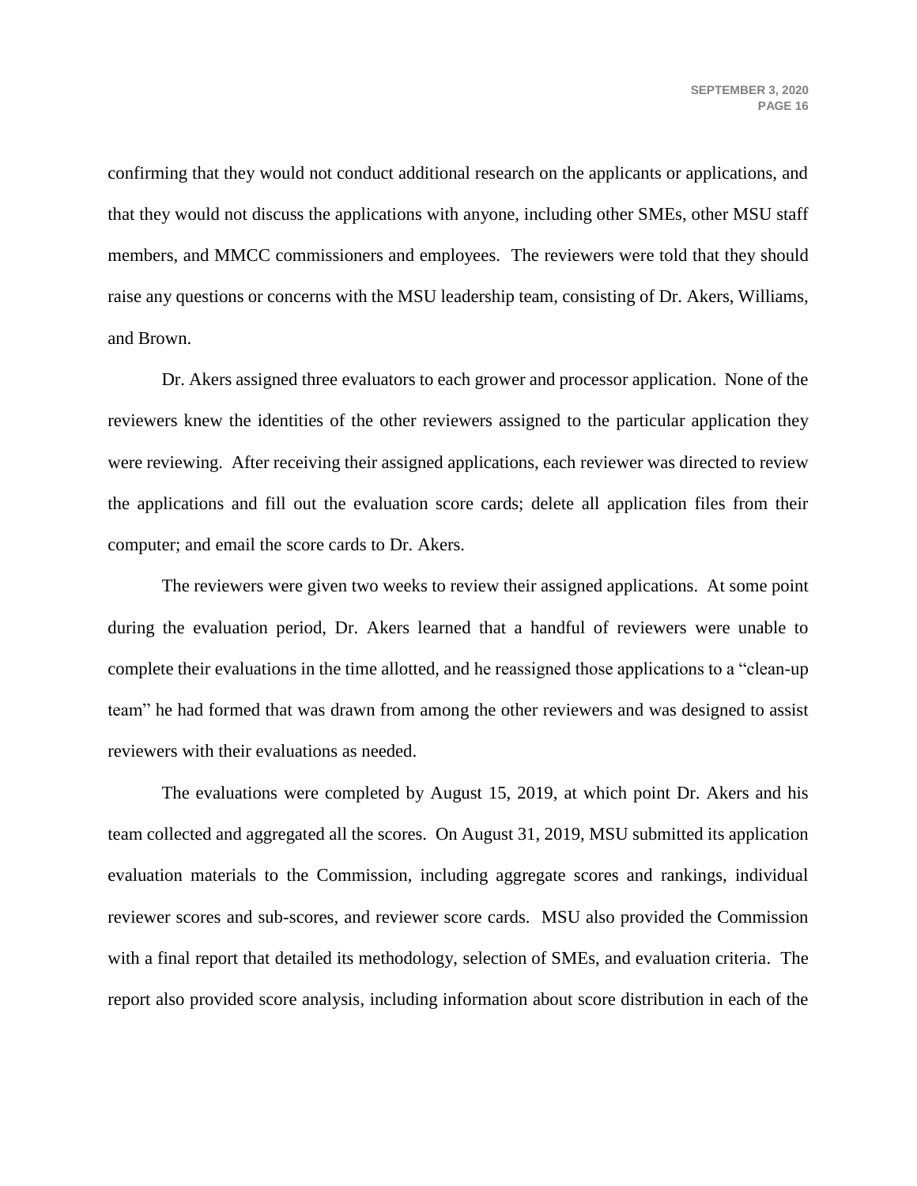confirming that they would not conduct additional research on the applicants or applications, and that they would not discuss the applications with anyone, including other SMEs, other MSU staff members, and MMCC commissioners and employees. The reviewers were told that they should raise any questions or concerns with the MSU leadership team, consisting of Dr. Akers, Williams, and Brown.

Dr. Akers assigned three evaluators to each grower and processor application. None of the reviewers knew the identities of the other reviewers assigned to the particular application they were reviewing. After receiving their assigned applications, each reviewer was directed to review the applications and fill out the evaluation score cards; delete all application files from their computer; and email the score cards to Dr. Akers.

The reviewers were given two weeks to review their assigned applications. At some point during the evaluation period, Dr. Akers learned that a handful of reviewers were unable to complete their evaluations in the time allotted, and he reassigned those applications to a "clean-up team" he had formed that was drawn from among the other reviewers and was designed to assist reviewers with their evaluations as needed.

The evaluations were completed by August 15, 2019, at which point Dr. Akers and his team collected and aggregated all the scores. On August 31, 2019, MSU submitted its application evaluation materials to the Commission, including aggregate scores and rankings, individual reviewer scores and sub-scores, and reviewer score cards. MSU also provided the Commission with a final report that detailed its methodology, selection of SMEs, and evaluation criteria. The report also provided score analysis, including information about score distribution in each of the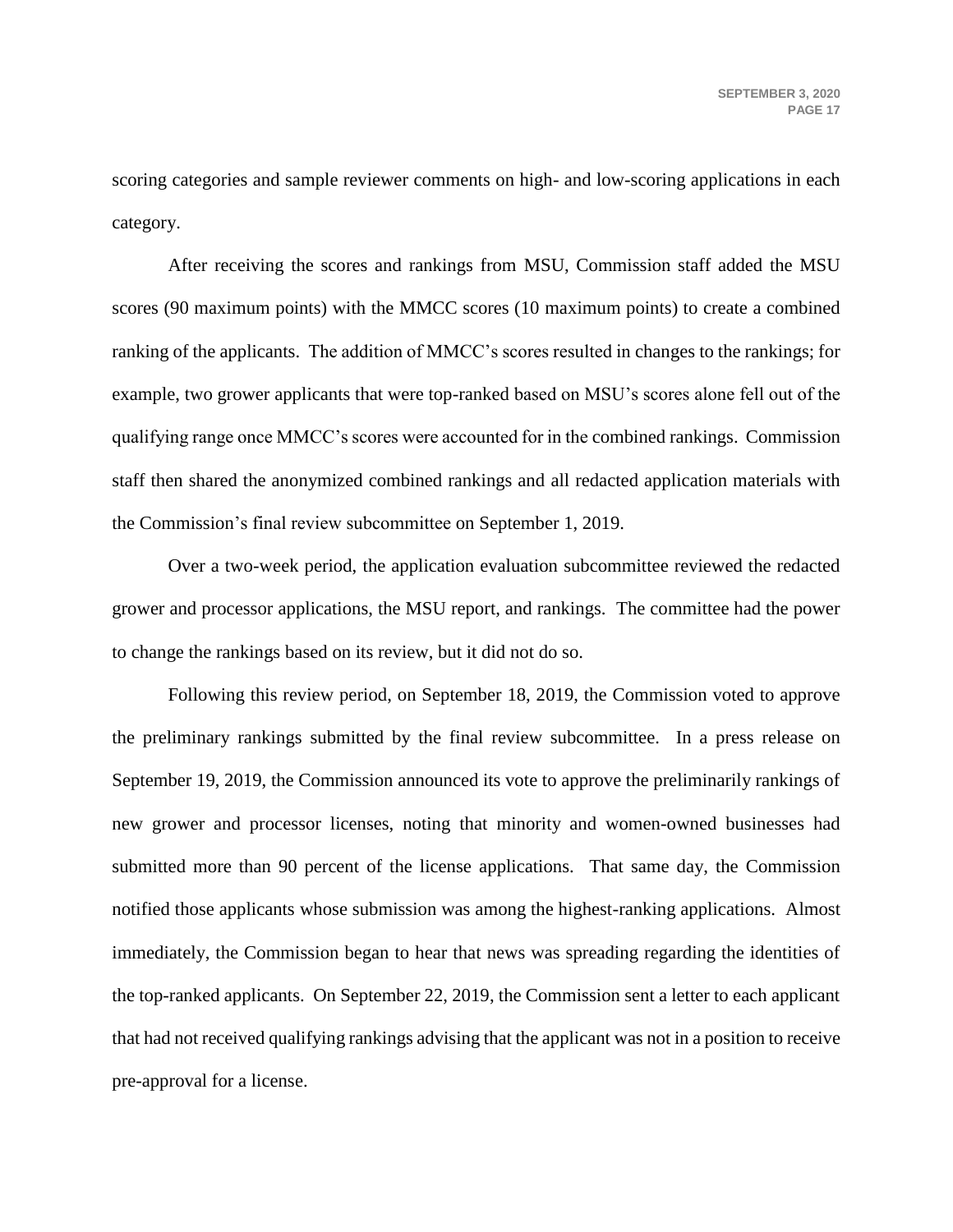scoring categories and sample reviewer comments on high- and low-scoring applications in each category.

After receiving the scores and rankings from MSU, Commission staff added the MSU scores (90 maximum points) with the MMCC scores (10 maximum points) to create a combined ranking of the applicants. The addition of MMCC's scores resulted in changes to the rankings; for example, two grower applicants that were top-ranked based on MSU's scores alone fell out of the qualifying range once MMCC's scores were accounted for in the combined rankings. Commission staff then shared the anonymized combined rankings and all redacted application materials with the Commission's final review subcommittee on September 1, 2019.

Over a two-week period, the application evaluation subcommittee reviewed the redacted grower and processor applications, the MSU report, and rankings. The committee had the power to change the rankings based on its review, but it did not do so.

Following this review period, on September 18, 2019, the Commission voted to approve the preliminary rankings submitted by the final review subcommittee. In a press release on September 19, 2019, the Commission announced its vote to approve the preliminarily rankings of new grower and processor licenses, noting that minority and women-owned businesses had submitted more than 90 percent of the license applications. That same day, the Commission notified those applicants whose submission was among the highest-ranking applications. Almost immediately, the Commission began to hear that news was spreading regarding the identities of the top-ranked applicants. On September 22, 2019, the Commission sent a letter to each applicant that had not received qualifying rankings advising that the applicant was not in a position to receive pre-approval for a license.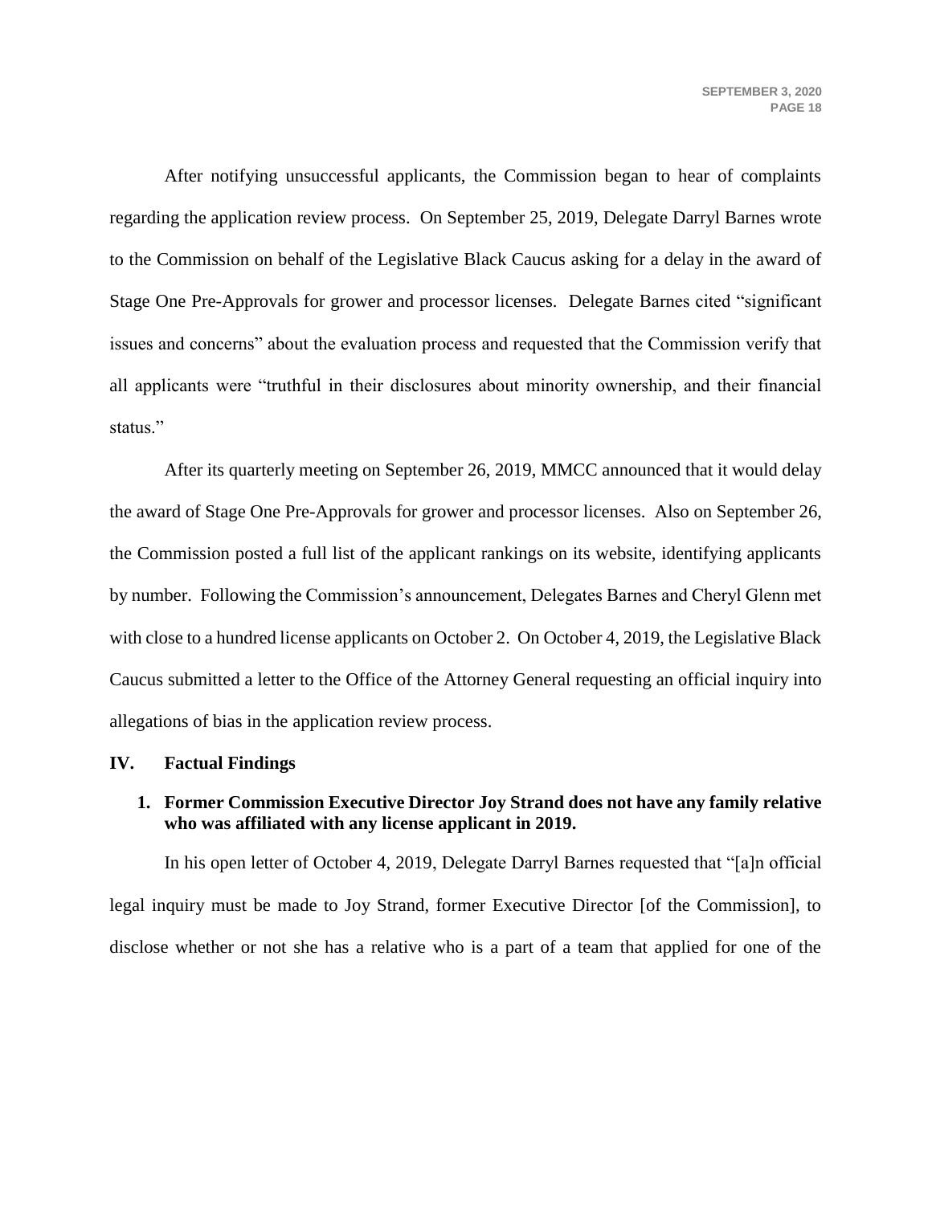After notifying unsuccessful applicants, the Commission began to hear of complaints regarding the application review process. On September 25, 2019, Delegate Darryl Barnes wrote to the Commission on behalf of the Legislative Black Caucus asking for a delay in the award of Stage One Pre-Approvals for grower and processor licenses. Delegate Barnes cited "significant issues and concerns" about the evaluation process and requested that the Commission verify that all applicants were "truthful in their disclosures about minority ownership, and their financial status."

After its quarterly meeting on September 26, 2019, MMCC announced that it would delay the award of Stage One Pre-Approvals for grower and processor licenses. Also on September 26, the Commission posted a full list of the applicant rankings on its website, identifying applicants by number. Following the Commission's announcement, Delegates Barnes and Cheryl Glenn met with close to a hundred license applicants on October 2. On October 4, 2019, the Legislative Black Caucus submitted a letter to the Office of the Attorney General requesting an official inquiry into allegations of bias in the application review process.

## IV. Factual Findings

### 1. Former Commission Executive Director Joy Strand does not have any family relative who was affiliated with any license applicant in 2019.

In his open letter of October 4, 2019, Delegate Darryl Barnes requested that "[a]n official legal inquiry must be made to Joy Strand, former Executive Director [of the Commission], to disclose whether or not she has a relative who is a part of a team that applied for one of the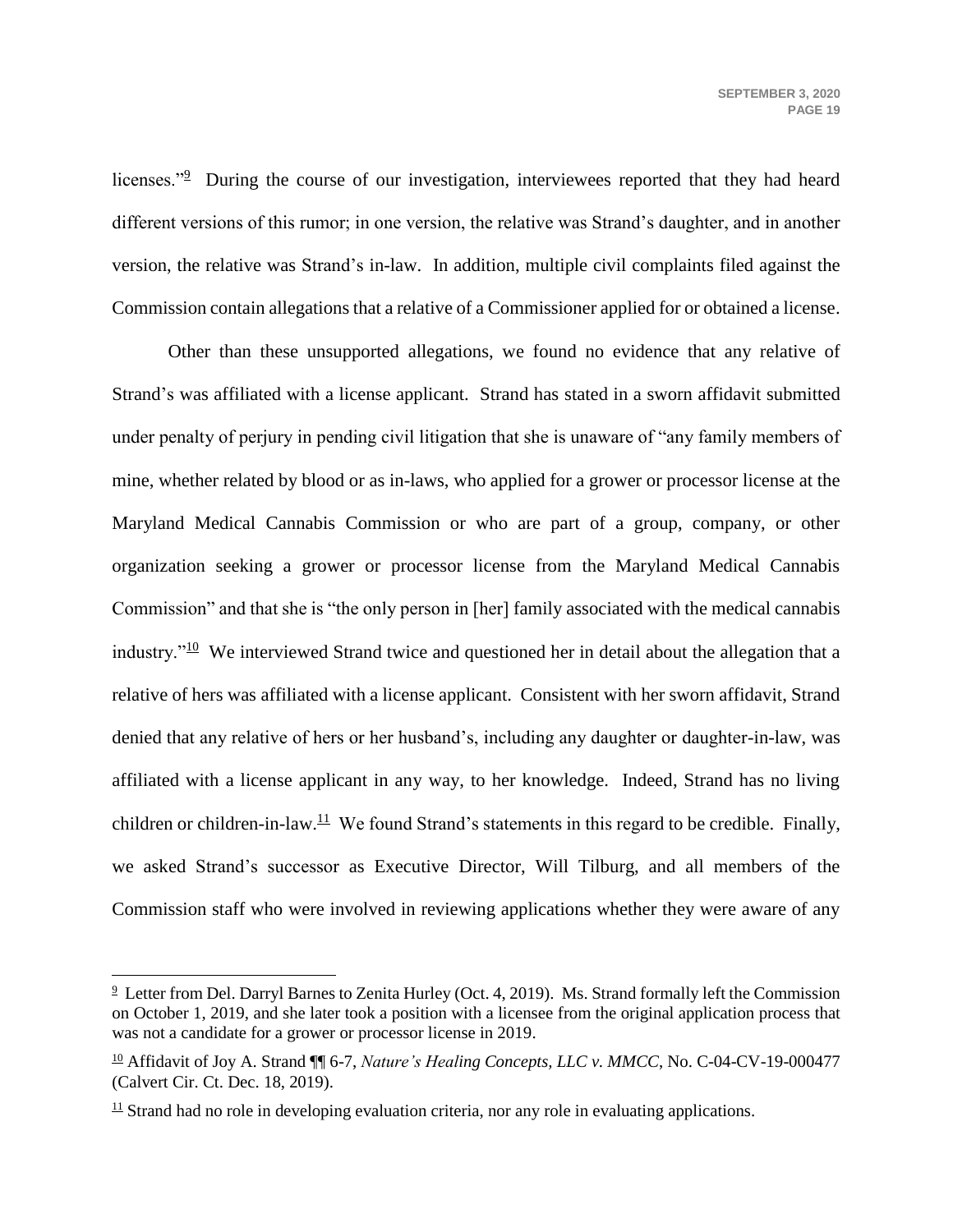licenses."[9] During the course of our investigation, interviewees reported that they had heard different versions of this rumor; in one version, the relative was Strand's daughter, and in another version, the relative was Strand's in-law. In addition, multiple civil complaints filed against the Commission contain allegations that a relative of a Commissioner applied for or obtained a license.

Other than these unsupported allegations, we found no evidence that any relative of Strand's was affiliated with a license applicant. Strand has stated in a sworn affidavit submitted under penalty of perjury in pending civil litigation that she is unaware of "any family members of mine, whether related by blood or as in-laws, who applied for a grower or processor license at the Maryland Medical Cannabis Commission or who are part of a group, company, or other organization seeking a grower or processor license from the Maryland Medical Cannabis Commission" and that she is "the only person in [her] family associated with the medical cannabis industry."[10] We interviewed Strand twice and questioned her in detail about the allegation that a relative of hers was affiliated with a license applicant. Consistent with her sworn affidavit, Strand denied that any relative of hers or her husband's, including any daughter or daughter-in-law, was affiliated with a license applicant in any way, to her knowledge. Indeed, Strand has no living children or children-in-law.[11] We found Strand's statements in this regard to be credible. Finally, we asked Strand's successor as Executive Director, Will Tilburg, and all members of the Commission staff who were involved in reviewing applications whether they were aware of any

---

[9] Letter from Del. Darryl Barnes to Zenita Hurley (Oct. 4, 2019). Ms. Strand formally left the Commission on October 1, 2019, and she later took a position with a licensee from the original application process that was not a candidate for a grower or processor license in 2019.

[10] Affidavit of Joy A. Strand ¶¶ 6-7, *Nature's Healing Concepts, LLC v. MMCC*, No. C-04-CV-19-000477 (Calvert Cir. Ct. Dec. 18, 2019).

[11] Strand had no role in developing evaluation criteria, nor any role in evaluating applications.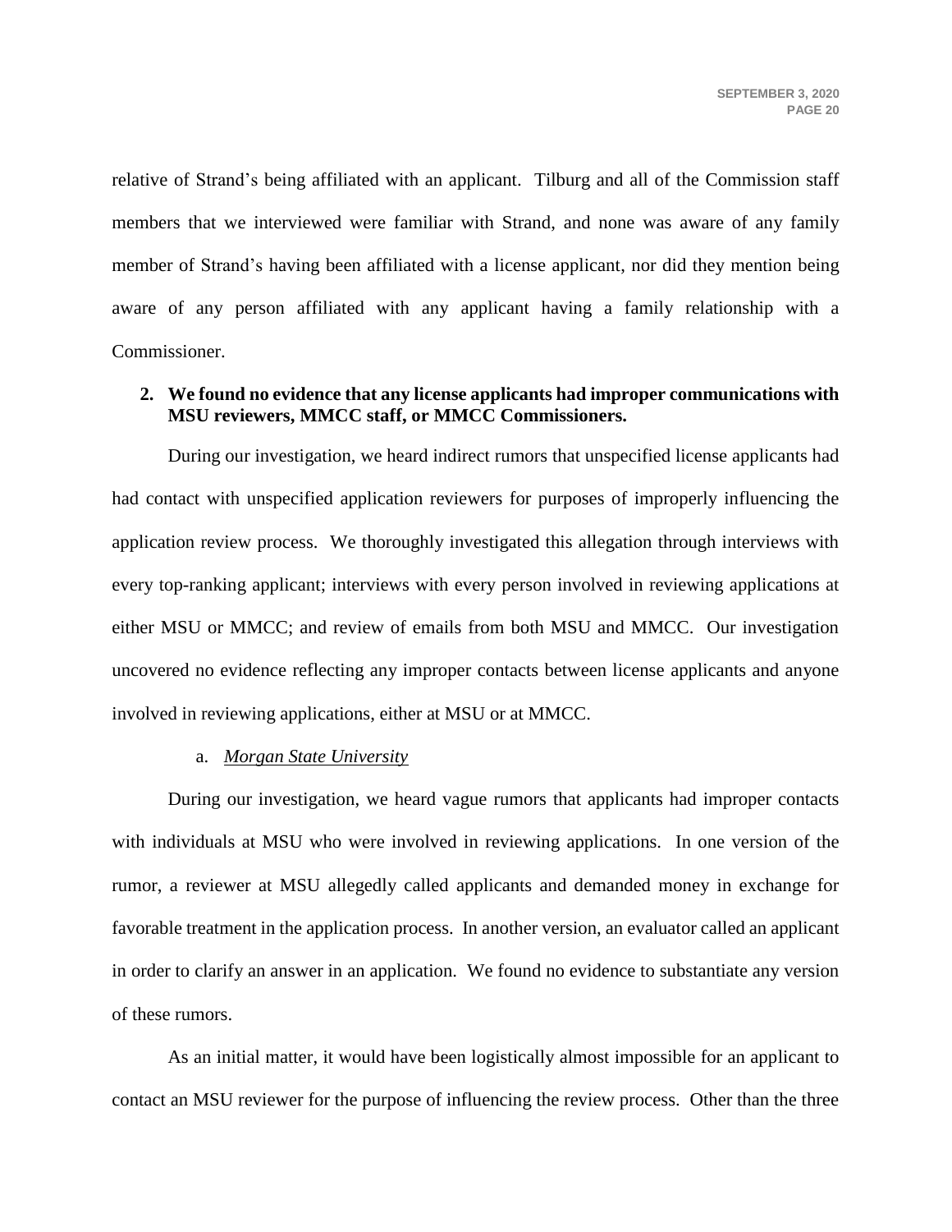relative of Strand's being affiliated with an applicant. Tilburg and all of the Commission staff members that we interviewed were familiar with Strand, and none was aware of any family member of Strand's having been affiliated with a license applicant, nor did they mention being aware of any person affiliated with any applicant having a family relationship with a Commissioner.

**2. We found no evidence that any license applicants had improper communications with MSU reviewers, MMCC staff, or MMCC Commissioners.**

During our investigation, we heard indirect rumors that unspecified license applicants had had contact with unspecified application reviewers for purposes of improperly influencing the application review process. We thoroughly investigated this allegation through interviews with every top-ranking applicant; interviews with every person involved in reviewing applications at either MSU or MMCC; and review of emails from both MSU and MMCC. Our investigation uncovered no evidence reflecting any improper contacts between license applicants and anyone involved in reviewing applications, either at MSU or at MMCC.

a. ***Morgan State University***

During our investigation, we heard vague rumors that applicants had improper contacts with individuals at MSU who were involved in reviewing applications. In one version of the rumor, a reviewer at MSU allegedly called applicants and demanded money in exchange for favorable treatment in the application process. In another version, an evaluator called an applicant in order to clarify an answer in an application. We found no evidence to substantiate any version of these rumors.

As an initial matter, it would have been logistically almost impossible for an applicant to contact an MSU reviewer for the purpose of influencing the review process. Other than the three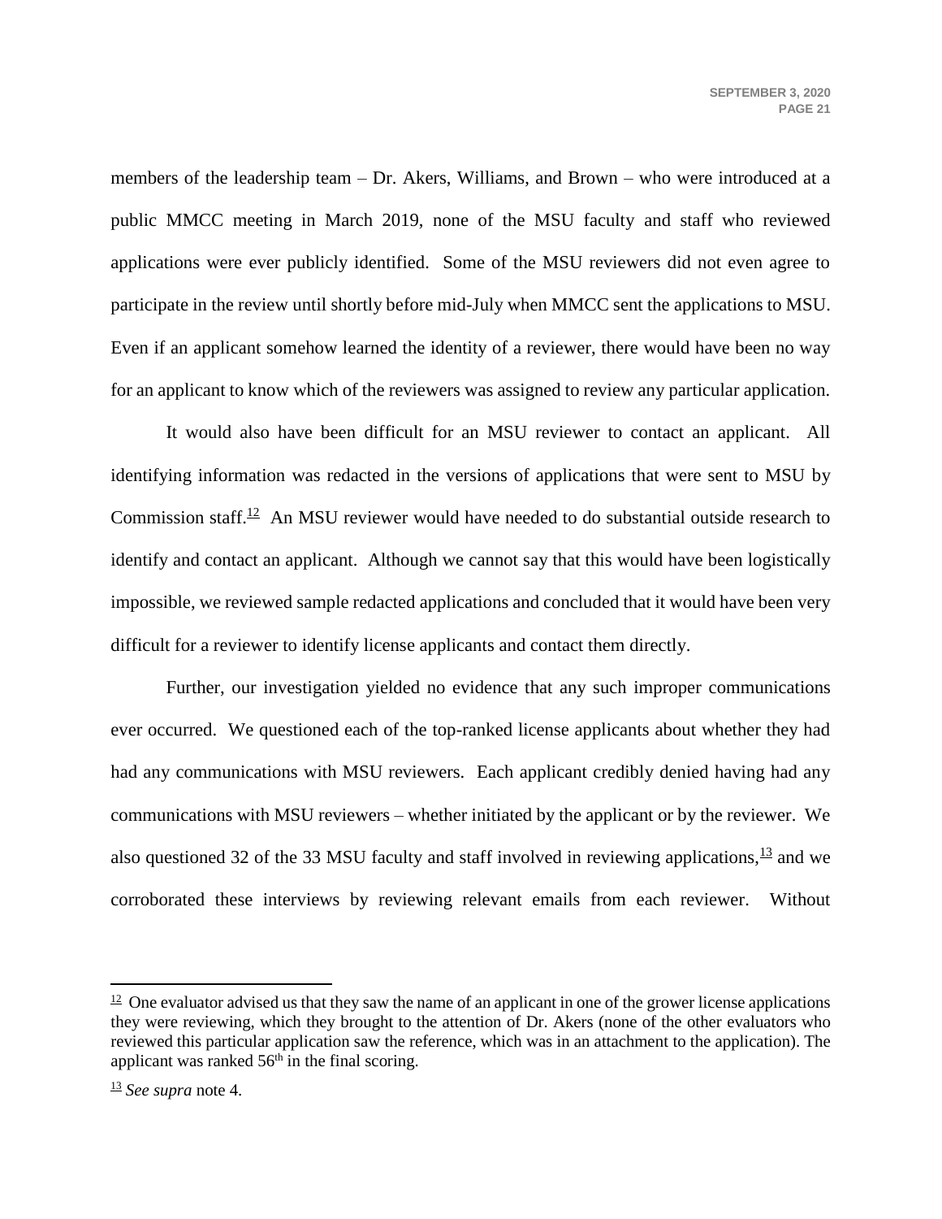members of the leadership team – Dr. Akers, Williams, and Brown – who were introduced at a public MMCC meeting in March 2019, none of the MSU faculty and staff who reviewed applications were ever publicly identified. Some of the MSU reviewers did not even agree to participate in the review until shortly before mid-July when MMCC sent the applications to MSU. Even if an applicant somehow learned the identity of a reviewer, there would have been no way for an applicant to know which of the reviewers was assigned to review any particular application.

It would also have been difficult for an MSU reviewer to contact an applicant. All identifying information was redacted in the versions of applications that were sent to MSU by Commission staff.[12] An MSU reviewer would have needed to do substantial outside research to identify and contact an applicant. Although we cannot say that this would have been logistically impossible, we reviewed sample redacted applications and concluded that it would have been very difficult for a reviewer to identify license applicants and contact them directly.

Further, our investigation yielded no evidence that any such improper communications ever occurred. We questioned each of the top-ranked license applicants about whether they had had any communications with MSU reviewers. Each applicant credibly denied having had any communications with MSU reviewers – whether initiated by the applicant or by the reviewer. We also questioned 32 of the 33 MSU faculty and staff involved in reviewing applications,[13] and we corroborated these interviews by reviewing relevant emails from each reviewer. Without

---

[12] One evaluator advised us that they saw the name of an applicant in one of the grower license applications they were reviewing, which they brought to the attention of Dr. Akers (none of the other evaluators who reviewed this particular application saw the reference, which was in an attachment to the application). The applicant was ranked 56th in the final scoring.

[13] *See supra* note 4.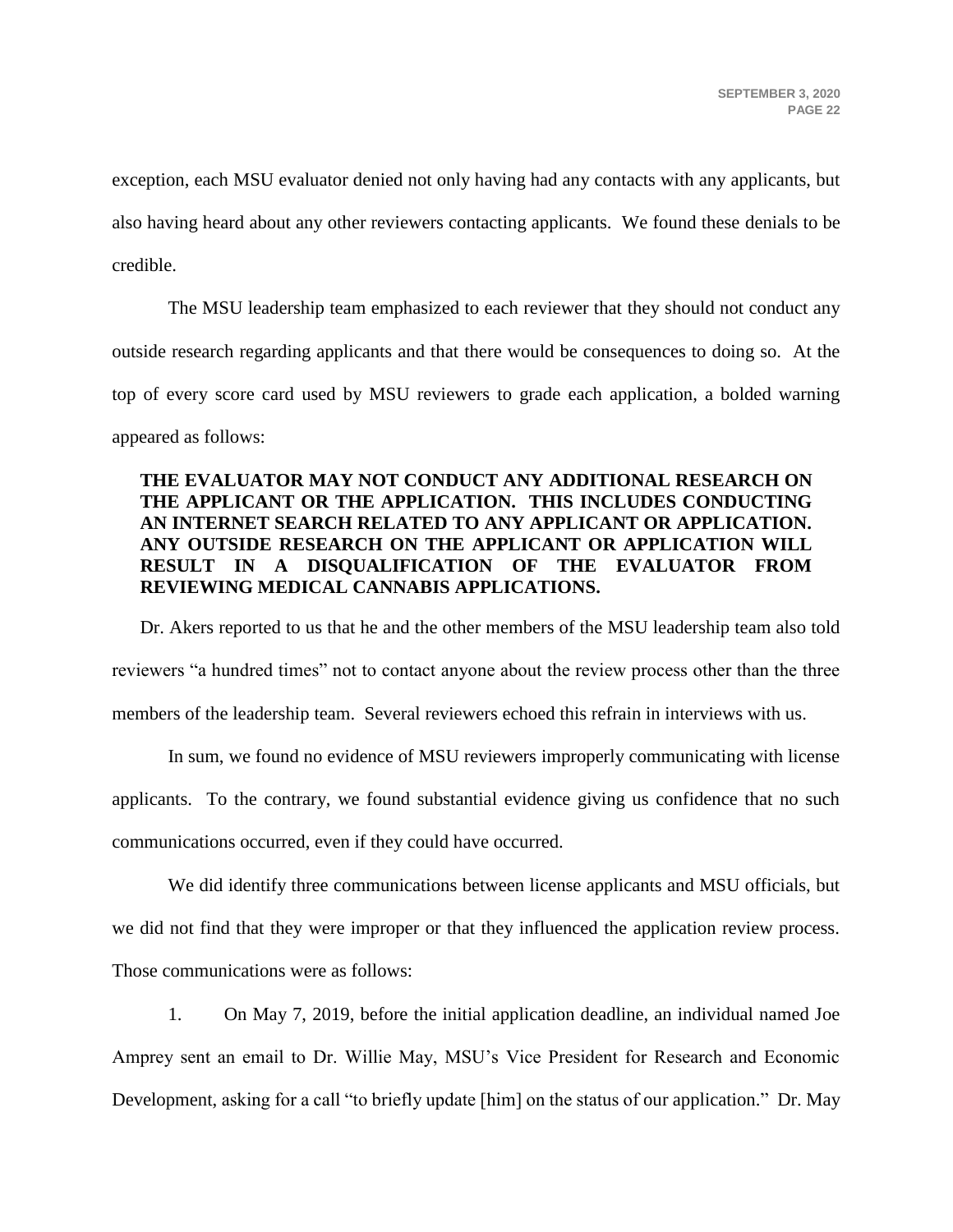exception, each MSU evaluator denied not only having had any contacts with any applicants, but also having heard about any other reviewers contacting applicants. We found these denials to be credible.

The MSU leadership team emphasized to each reviewer that they should not conduct any outside research regarding applicants and that there would be consequences to doing so. At the top of every score card used by MSU reviewers to grade each application, a bolded warning appeared as follows:

> **THE EVALUATOR MAY NOT CONDUCT ANY ADDITIONAL RESEARCH ON THE APPLICANT OR THE APPLICATION. THIS INCLUDES CONDUCTING AN INTERNET SEARCH RELATED TO ANY APPLICANT OR APPLICATION. ANY OUTSIDE RESEARCH ON THE APPLICANT OR APPLICATION WILL RESULT IN A DISQUALIFICATION OF THE EVALUATOR FROM REVIEWING MEDICAL CANNABIS APPLICATIONS.**

Dr. Akers reported to us that he and the other members of the MSU leadership team also told reviewers "a hundred times" not to contact anyone about the review process other than the three members of the leadership team. Several reviewers echoed this refrain in interviews with us.

In sum, we found no evidence of MSU reviewers improperly communicating with license applicants. To the contrary, we found substantial evidence giving us confidence that no such communications occurred, even if they could have occurred.

We did identify three communications between license applicants and MSU officials, but we did not find that they were improper or that they influenced the application review process. Those communications were as follows:

1. On May 7, 2019, before the initial application deadline, an individual named Joe Amprey sent an email to Dr. Willie May, MSU's Vice President for Research and Economic Development, asking for a call "to briefly update [him] on the status of our application." Dr. May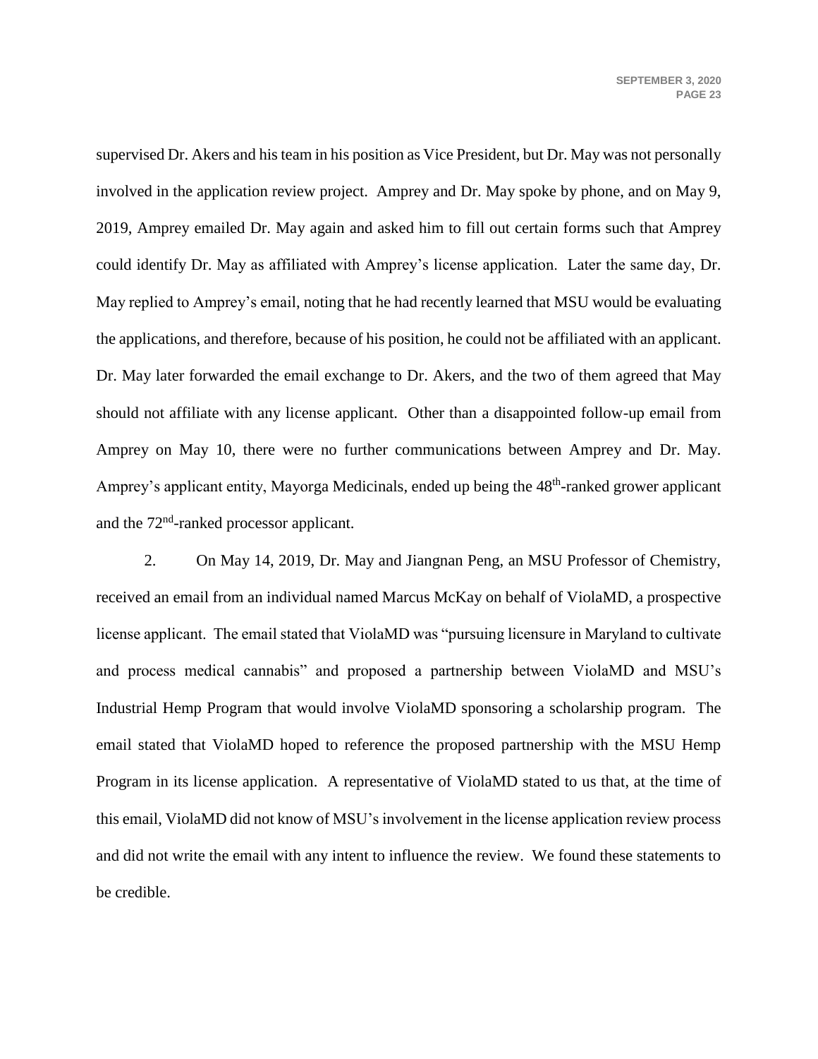supervised Dr. Akers and his team in his position as Vice President, but Dr. May was not personally involved in the application review project. Amprey and Dr. May spoke by phone, and on May 9, 2019, Amprey emailed Dr. May again and asked him to fill out certain forms such that Amprey could identify Dr. May as affiliated with Amprey's license application. Later the same day, Dr. May replied to Amprey's email, noting that he had recently learned that MSU would be evaluating the applications, and therefore, because of his position, he could not be affiliated with an applicant. Dr. May later forwarded the email exchange to Dr. Akers, and the two of them agreed that May should not affiliate with any license applicant. Other than a disappointed follow-up email from Amprey on May 10, there were no further communications between Amprey and Dr. May. Amprey's applicant entity, Mayorga Medicinals, ended up being the 48th-ranked grower applicant and the 72nd-ranked processor applicant.

2. On May 14, 2019, Dr. May and Jiangnan Peng, an MSU Professor of Chemistry, received an email from an individual named Marcus McKay on behalf of ViolaMD, a prospective license applicant. The email stated that ViolaMD was "pursuing licensure in Maryland to cultivate and process medical cannabis" and proposed a partnership between ViolaMD and MSU's Industrial Hemp Program that would involve ViolaMD sponsoring a scholarship program. The email stated that ViolaMD hoped to reference the proposed partnership with the MSU Hemp Program in its license application. A representative of ViolaMD stated to us that, at the time of this email, ViolaMD did not know of MSU's involvement in the license application review process and did not write the email with any intent to influence the review. We found these statements to be credible.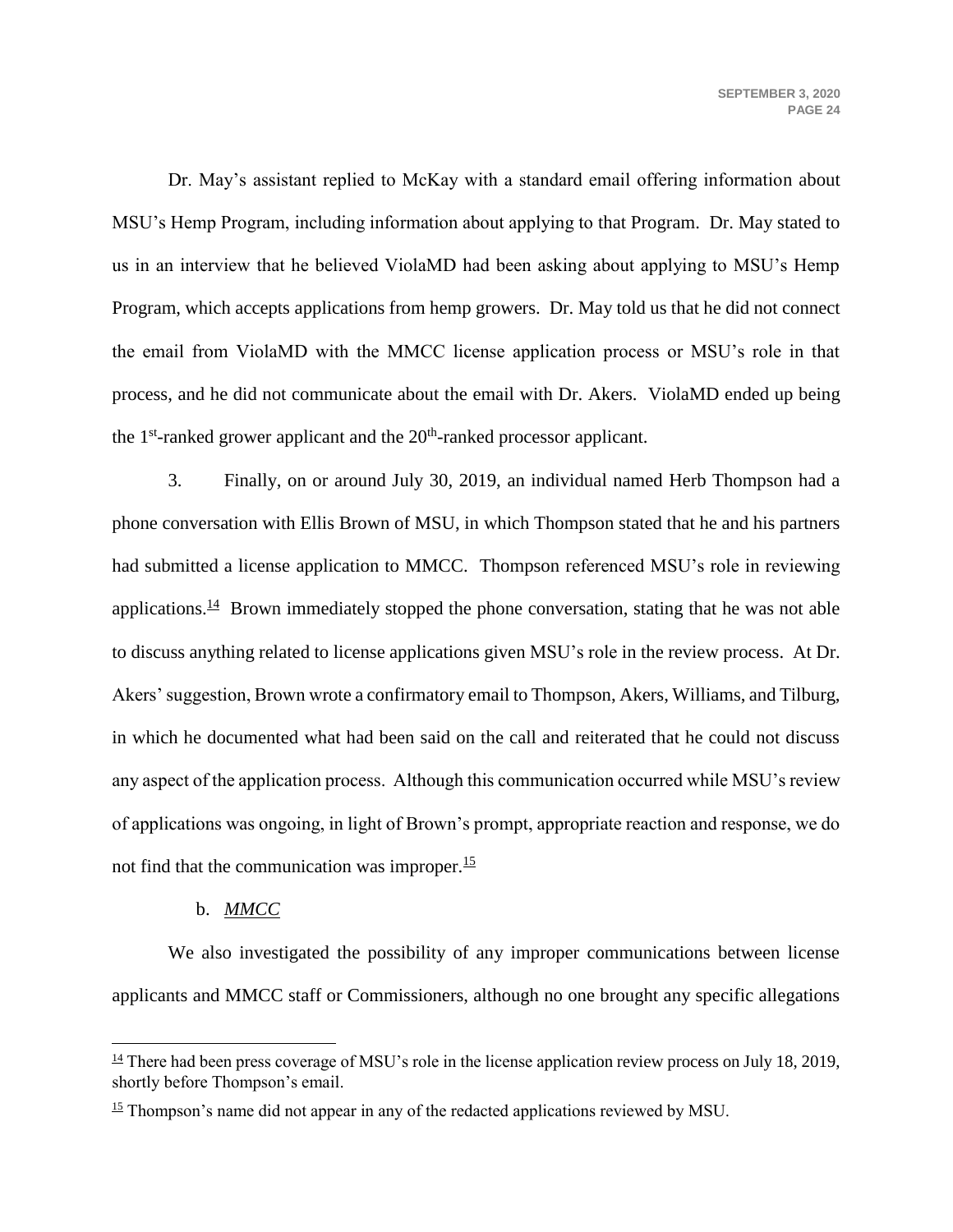Dr. May's assistant replied to McKay with a standard email offering information about MSU's Hemp Program, including information about applying to that Program. Dr. May stated to us in an interview that he believed ViolaMD had been asking about applying to MSU's Hemp Program, which accepts applications from hemp growers. Dr. May told us that he did not connect the email from ViolaMD with the MMCC license application process or MSU's role in that process, and he did not communicate about the email with Dr. Akers. ViolaMD ended up being the 1st-ranked grower applicant and the 20th-ranked processor applicant.

3. Finally, on or around July 30, 2019, an individual named Herb Thompson had a phone conversation with Ellis Brown of MSU, in which Thompson stated that he and his partners had submitted a license application to MMCC. Thompson referenced MSU's role in reviewing applications.[14] Brown immediately stopped the phone conversation, stating that he was not able to discuss anything related to license applications given MSU's role in the review process. At Dr. Akers' suggestion, Brown wrote a confirmatory email to Thompson, Akers, Williams, and Tilburg, in which he documented what had been said on the call and reiterated that he could not discuss any aspect of the application process. Although this communication occurred while MSU's review of applications was ongoing, in light of Brown's prompt, appropriate reaction and response, we do not find that the communication was improper.[15]

b. ***MMCC***

We also investigated the possibility of any improper communications between license applicants and MMCC staff or Commissioners, although no one brought any specific allegations

---

[14] There had been press coverage of MSU's role in the license application review process on July 18, 2019, shortly before Thompson's email.

[15] Thompson's name did not appear in any of the redacted applications reviewed by MSU.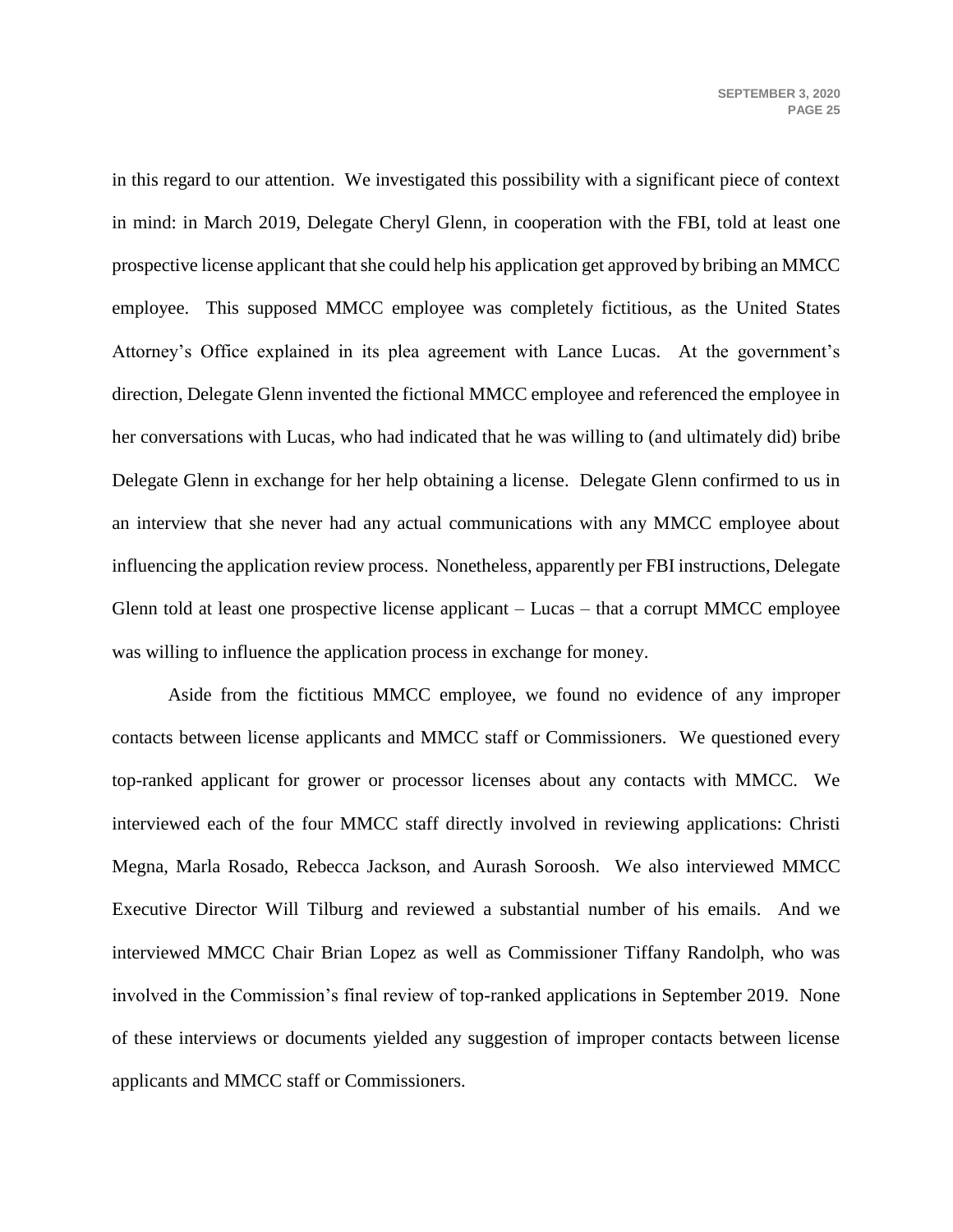in this regard to our attention. We investigated this possibility with a significant piece of context in mind: in March 2019, Delegate Cheryl Glenn, in cooperation with the FBI, told at least one prospective license applicant that she could help his application get approved by bribing an MMCC employee. This supposed MMCC employee was completely fictitious, as the United States Attorney's Office explained in its plea agreement with Lance Lucas. At the government's direction, Delegate Glenn invented the fictional MMCC employee and referenced the employee in her conversations with Lucas, who had indicated that he was willing to (and ultimately did) bribe Delegate Glenn in exchange for her help obtaining a license. Delegate Glenn confirmed to us in an interview that she never had any actual communications with any MMCC employee about influencing the application review process. Nonetheless, apparently per FBI instructions, Delegate Glenn told at least one prospective license applicant – Lucas – that a corrupt MMCC employee was willing to influence the application process in exchange for money.

Aside from the fictitious MMCC employee, we found no evidence of any improper contacts between license applicants and MMCC staff or Commissioners. We questioned every top-ranked applicant for grower or processor licenses about any contacts with MMCC. We interviewed each of the four MMCC staff directly involved in reviewing applications: Christi Megna, Marla Rosado, Rebecca Jackson, and Aurash Soroosh. We also interviewed MMCC Executive Director Will Tilburg and reviewed a substantial number of his emails. And we interviewed MMCC Chair Brian Lopez as well as Commissioner Tiffany Randolph, who was involved in the Commission's final review of top-ranked applications in September 2019. None of these interviews or documents yielded any suggestion of improper contacts between license applicants and MMCC staff or Commissioners.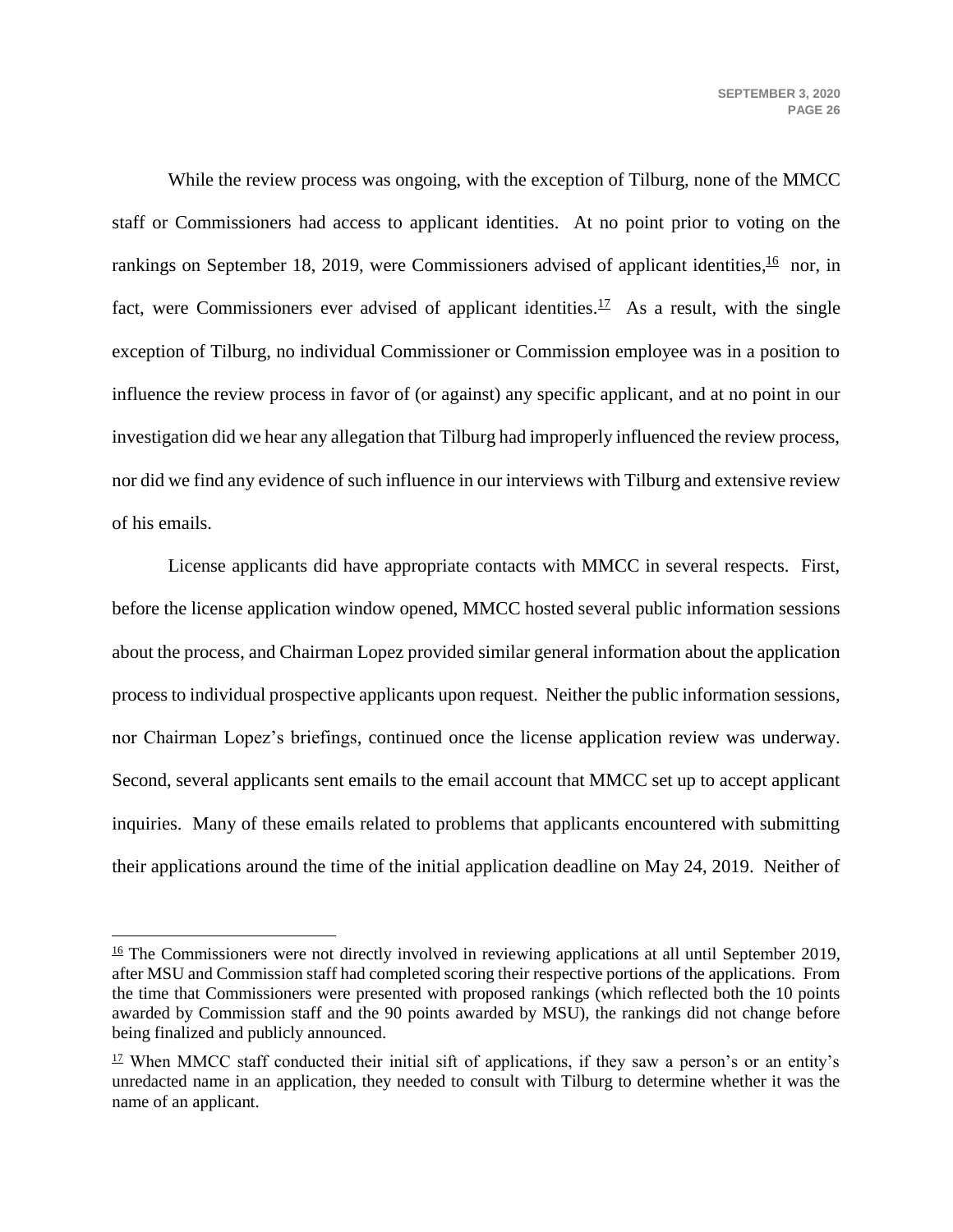While the review process was ongoing, with the exception of Tilburg, none of the MMCC staff or Commissioners had access to applicant identities. At no point prior to voting on the rankings on September 18, 2019, were Commissioners advised of applicant identities,[16] nor, in fact, were Commissioners ever advised of applicant identities.[17] As a result, with the single exception of Tilburg, no individual Commissioner or Commission employee was in a position to influence the review process in favor of (or against) any specific applicant, and at no point in our investigation did we hear any allegation that Tilburg had improperly influenced the review process, nor did we find any evidence of such influence in our interviews with Tilburg and extensive review of his emails.

License applicants did have appropriate contacts with MMCC in several respects. First, before the license application window opened, MMCC hosted several public information sessions about the process, and Chairman Lopez provided similar general information about the application process to individual prospective applicants upon request. Neither the public information sessions, nor Chairman Lopez's briefings, continued once the license application review was underway. Second, several applicants sent emails to the email account that MMCC set up to accept applicant inquiries. Many of these emails related to problems that applicants encountered with submitting their applications around the time of the initial application deadline on May 24, 2019. Neither of

---

[16] The Commissioners were not directly involved in reviewing applications at all until September 2019, after MSU and Commission staff had completed scoring their respective portions of the applications. From the time that Commissioners were presented with proposed rankings (which reflected both the 10 points awarded by Commission staff and the 90 points awarded by MSU), the rankings did not change before being finalized and publicly announced.

[17] When MMCC staff conducted their initial sift of applications, if they saw a person's or an entity's unredacted name in an application, they needed to consult with Tilburg to determine whether it was the name of an applicant.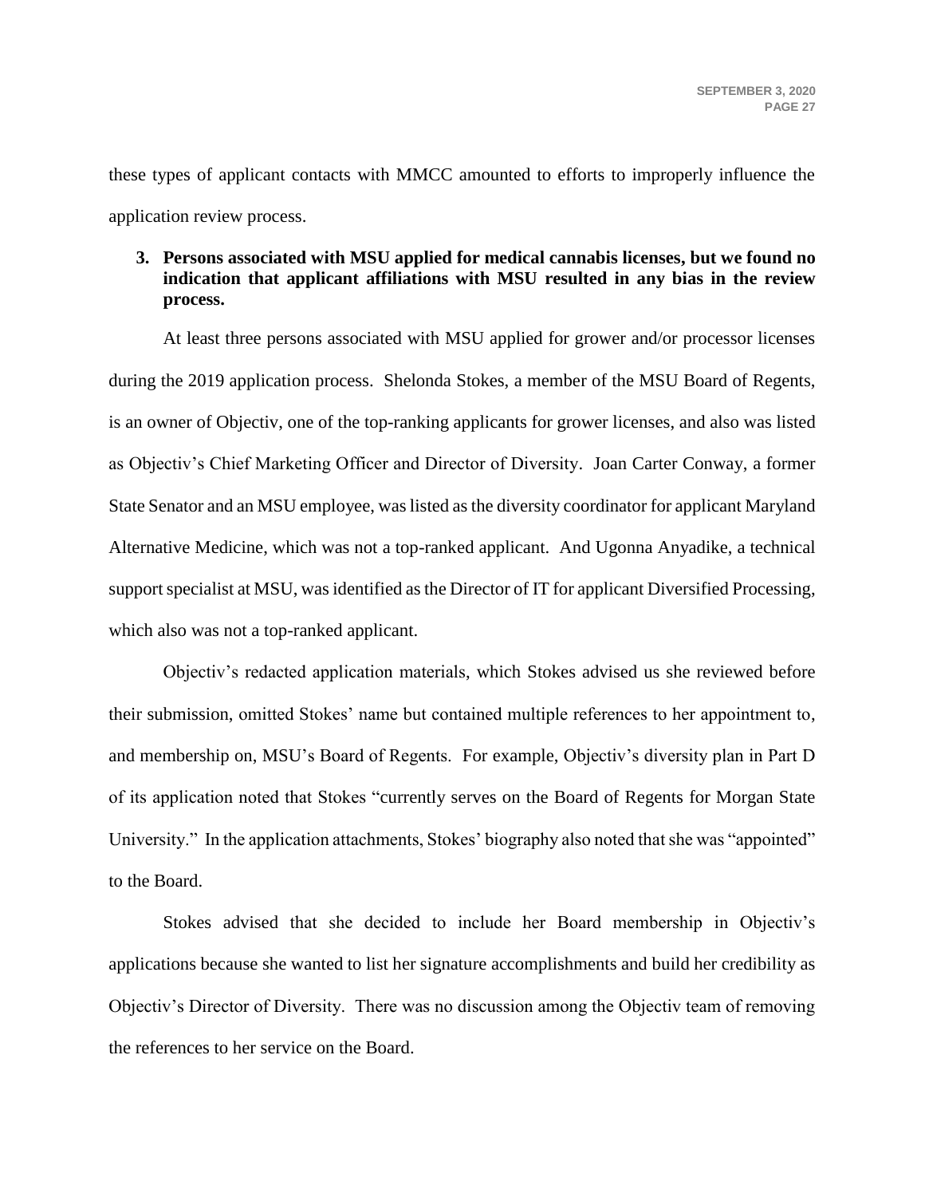these types of applicant contacts with MMCC amounted to efforts to improperly influence the application review process.

**3. Persons associated with MSU applied for medical cannabis licenses, but we found no indication that applicant affiliations with MSU resulted in any bias in the review process.**

At least three persons associated with MSU applied for grower and/or processor licenses during the 2019 application process. Shelonda Stokes, a member of the MSU Board of Regents, is an owner of Objectiv, one of the top-ranking applicants for grower licenses, and also was listed as Objectiv's Chief Marketing Officer and Director of Diversity. Joan Carter Conway, a former State Senator and an MSU employee, was listed as the diversity coordinator for applicant Maryland Alternative Medicine, which was not a top-ranked applicant. And Ugonna Anyadike, a technical support specialist at MSU, was identified as the Director of IT for applicant Diversified Processing, which also was not a top-ranked applicant.

Objectiv's redacted application materials, which Stokes advised us she reviewed before their submission, omitted Stokes' name but contained multiple references to her appointment to, and membership on, MSU's Board of Regents. For example, Objectiv's diversity plan in Part D of its application noted that Stokes "currently serves on the Board of Regents for Morgan State University." In the application attachments, Stokes' biography also noted that she was "appointed" to the Board.

Stokes advised that she decided to include her Board membership in Objectiv's applications because she wanted to list her signature accomplishments and build her credibility as Objectiv's Director of Diversity. There was no discussion among the Objectiv team of removing the references to her service on the Board.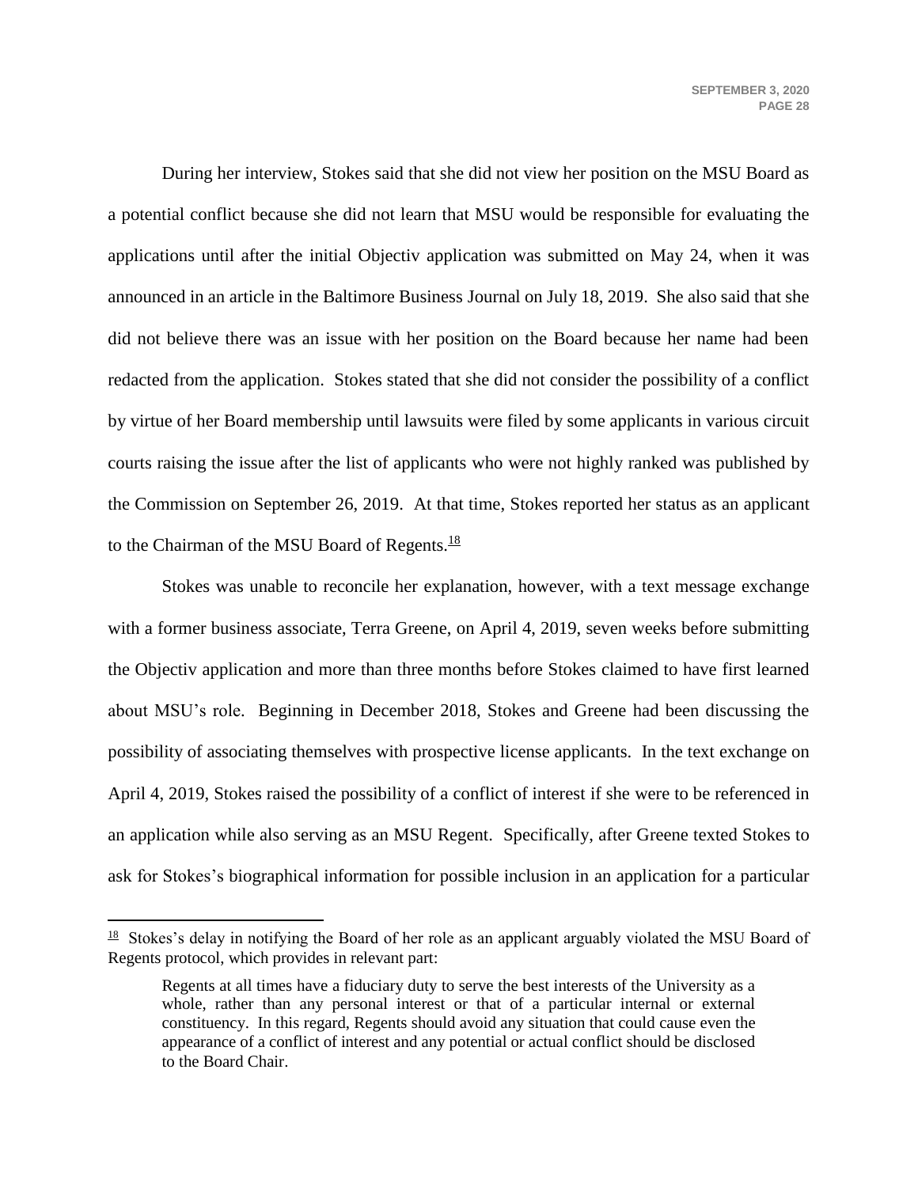During her interview, Stokes said that she did not view her position on the MSU Board as a potential conflict because she did not learn that MSU would be responsible for evaluating the applications until after the initial Objectiv application was submitted on May 24, when it was announced in an article in the Baltimore Business Journal on July 18, 2019. She also said that she did not believe there was an issue with her position on the Board because her name had been redacted from the application. Stokes stated that she did not consider the possibility of a conflict by virtue of her Board membership until lawsuits were filed by some applicants in various circuit courts raising the issue after the list of applicants who were not highly ranked was published by the Commission on September 26, 2019. At that time, Stokes reported her status as an applicant to the Chairman of the MSU Board of Regents.[18]

Stokes was unable to reconcile her explanation, however, with a text message exchange with a former business associate, Terra Greene, on April 4, 2019, seven weeks before submitting the Objectiv application and more than three months before Stokes claimed to have first learned about MSU's role. Beginning in December 2018, Stokes and Greene had been discussing the possibility of associating themselves with prospective license applicants. In the text exchange on April 4, 2019, Stokes raised the possibility of a conflict of interest if she were to be referenced in an application while also serving as an MSU Regent. Specifically, after Greene texted Stokes to ask for Stokes's biographical information for possible inclusion in an application for a particular

---

[18] Stokes's delay in notifying the Board of her role as an applicant arguably violated the MSU Board of Regents protocol, which provides in relevant part:

> Regents at all times have a fiduciary duty to serve the best interests of the University as a whole, rather than any personal interest or that of a particular internal or external constituency. In this regard, Regents should avoid any situation that could cause even the appearance of a conflict of interest and any potential or actual conflict should be disclosed to the Board Chair.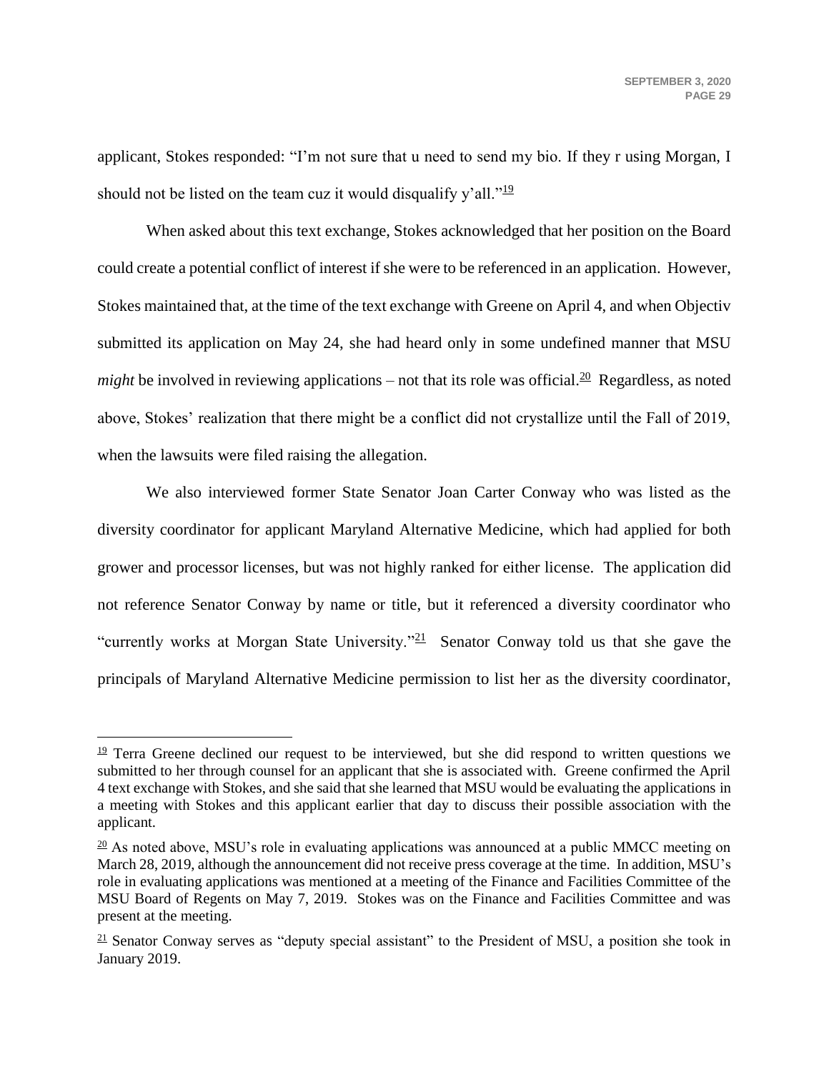applicant, Stokes responded: "I'm not sure that u need to send my bio. If they r using Morgan, I should not be listed on the team cuz it would disqualify y'all."[19]

When asked about this text exchange, Stokes acknowledged that her position on the Board could create a potential conflict of interest if she were to be referenced in an application. However, Stokes maintained that, at the time of the text exchange with Greene on April 4, and when Objectiv submitted its application on May 24, she had heard only in some undefined manner that MSU *might* be involved in reviewing applications – not that its role was official.[20] Regardless, as noted above, Stokes' realization that there might be a conflict did not crystallize until the Fall of 2019, when the lawsuits were filed raising the allegation.

We also interviewed former State Senator Joan Carter Conway who was listed as the diversity coordinator for applicant Maryland Alternative Medicine, which had applied for both grower and processor licenses, but was not highly ranked for either license. The application did not reference Senator Conway by name or title, but it referenced a diversity coordinator who "currently works at Morgan State University."[21] Senator Conway told us that she gave the principals of Maryland Alternative Medicine permission to list her as the diversity coordinator,

---

[19] Terra Greene declined our request to be interviewed, but she did respond to written questions we submitted to her through counsel for an applicant that she is associated with. Greene confirmed the April 4 text exchange with Stokes, and she said that she learned that MSU would be evaluating the applications in a meeting with Stokes and this applicant earlier that day to discuss their possible association with the applicant.

[20] As noted above, MSU's role in evaluating applications was announced at a public MMCC meeting on March 28, 2019, although the announcement did not receive press coverage at the time. In addition, MSU's role in evaluating applications was mentioned at a meeting of the Finance and Facilities Committee of the MSU Board of Regents on May 7, 2019. Stokes was on the Finance and Facilities Committee and was present at the meeting.

[21] Senator Conway serves as "deputy special assistant" to the President of MSU, a position she took in January 2019.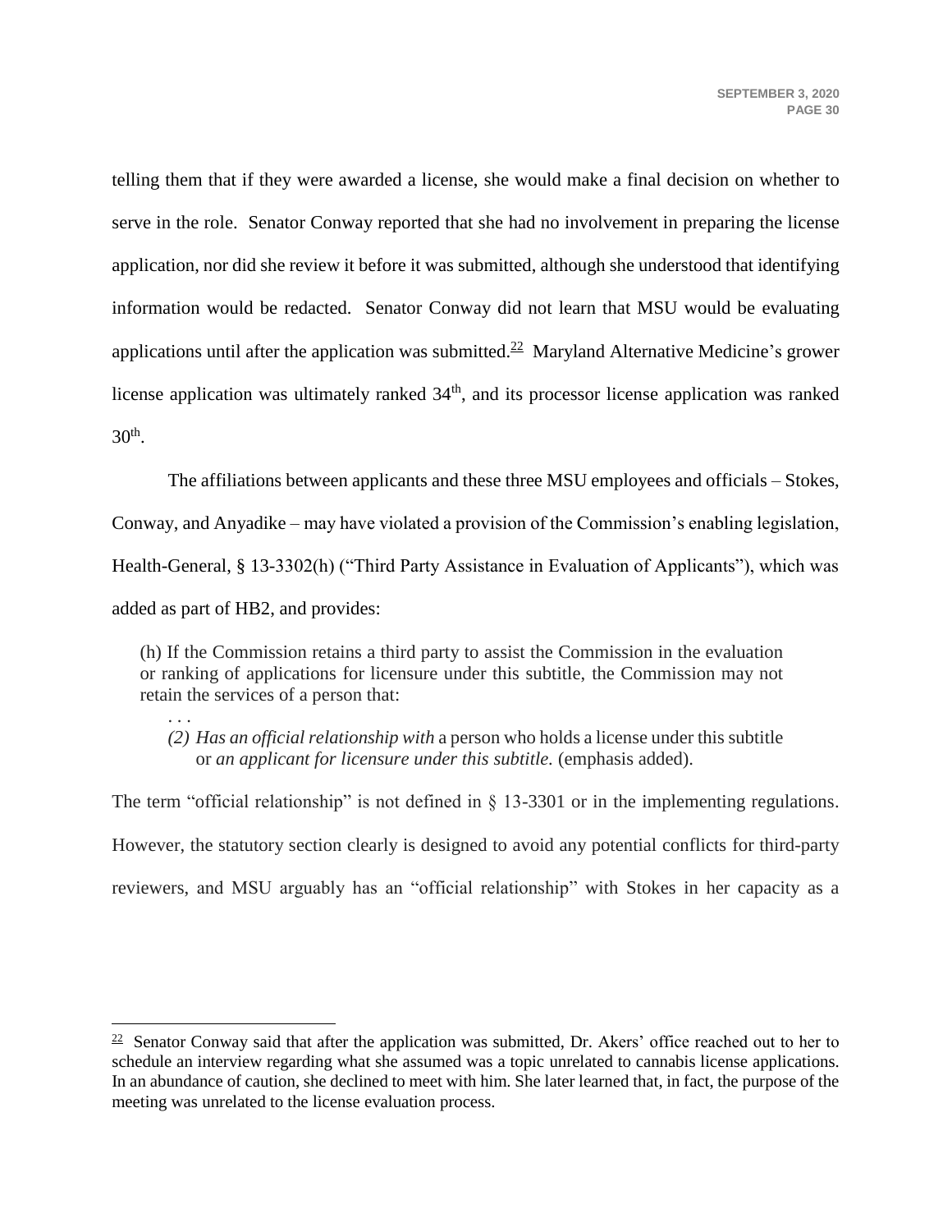telling them that if they were awarded a license, she would make a final decision on whether to serve in the role. Senator Conway reported that she had no involvement in preparing the license application, nor did she review it before it was submitted, although she understood that identifying information would be redacted. Senator Conway did not learn that MSU would be evaluating applications until after the application was submitted.[22] Maryland Alternative Medicine's grower license application was ultimately ranked 34th, and its processor license application was ranked 30th.

The affiliations between applicants and these three MSU employees and officials – Stokes, Conway, and Anyadike – may have violated a provision of the Commission's enabling legislation, Health-General, § 13-3302(h) ("Third Party Assistance in Evaluation of Applicants"), which was added as part of HB2, and provides:

> (h) If the Commission retains a third party to assist the Commission in the evaluation or ranking of applications for licensure under this subtitle, the Commission may not retain the services of a person that:
>
> . . .
>
> (2) *Has an official relationship with* a person who holds a license under this subtitle or *an applicant for licensure under this subtitle.* (emphasis added).

The term "official relationship" is not defined in § 13-3301 or in the implementing regulations. However, the statutory section clearly is designed to avoid any potential conflicts for third-party reviewers, and MSU arguably has an "official relationship" with Stokes in her capacity as a

---

[22] Senator Conway said that after the application was submitted, Dr. Akers' office reached out to her to schedule an interview regarding what she assumed was a topic unrelated to cannabis license applications. In an abundance of caution, she declined to meet with him. She later learned that, in fact, the purpose of the meeting was unrelated to the license evaluation process.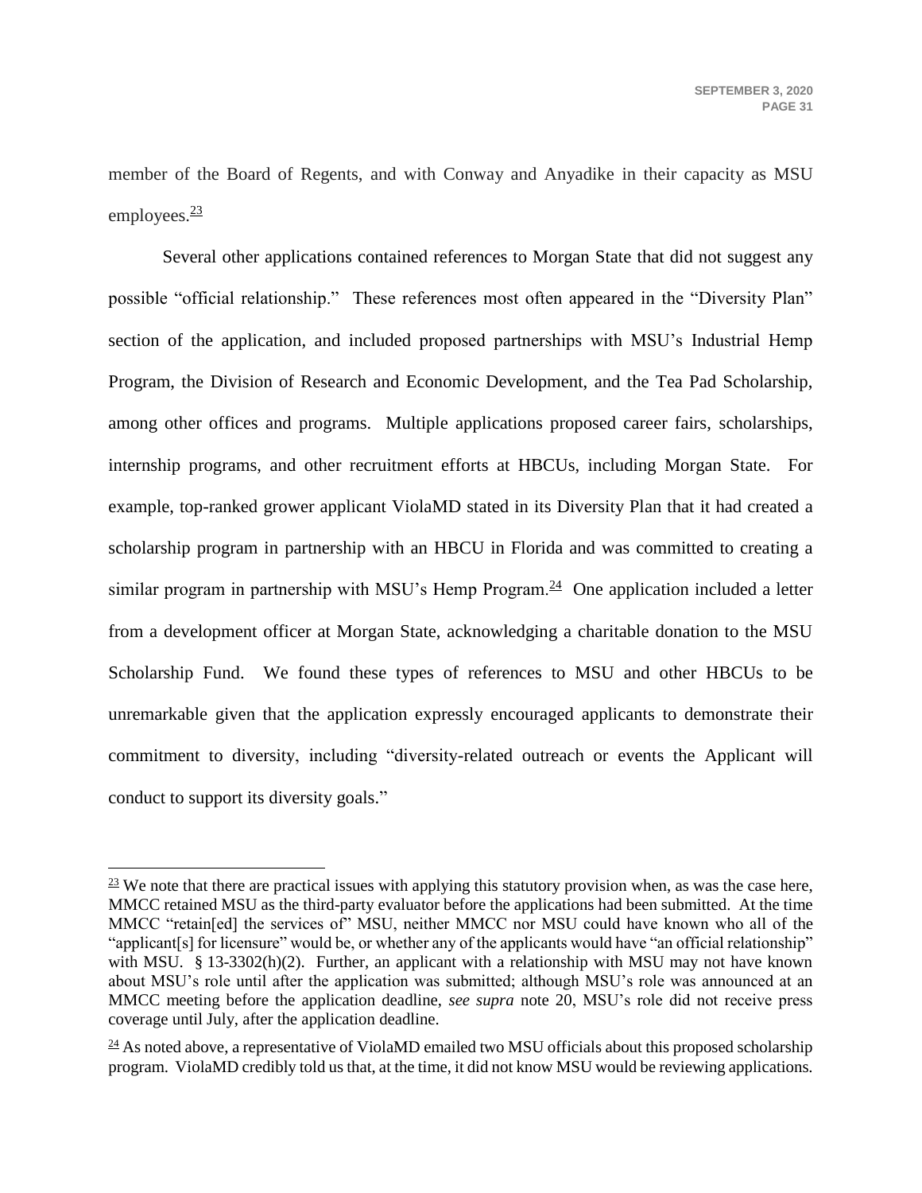member of the Board of Regents, and with Conway and Anyadike in their capacity as MSU employees.[23]

Several other applications contained references to Morgan State that did not suggest any possible "official relationship." These references most often appeared in the "Diversity Plan" section of the application, and included proposed partnerships with MSU's Industrial Hemp Program, the Division of Research and Economic Development, and the Tea Pad Scholarship, among other offices and programs. Multiple applications proposed career fairs, scholarships, internship programs, and other recruitment efforts at HBCUs, including Morgan State. For example, top-ranked grower applicant ViolaMD stated in its Diversity Plan that it had created a scholarship program in partnership with an HBCU in Florida and was committed to creating a similar program in partnership with MSU's Hemp Program.[24] One application included a letter from a development officer at Morgan State, acknowledging a charitable donation to the MSU Scholarship Fund. We found these types of references to MSU and other HBCUs to be unremarkable given that the application expressly encouraged applicants to demonstrate their commitment to diversity, including "diversity-related outreach or events the Applicant will conduct to support its diversity goals."

---

[23] We note that there are practical issues with applying this statutory provision when, as was the case here, MMCC retained MSU as the third-party evaluator before the applications had been submitted. At the time MMCC "retain[ed] the services of" MSU, neither MMCC nor MSU could have known who all of the "applicant[s] for licensure" would be, or whether any of the applicants would have "an official relationship" with MSU. § 13-3302(h)(2). Further, an applicant with a relationship with MSU may not have known about MSU's role until after the application was submitted; although MSU's role was announced at an MMCC meeting before the application deadline, *see supra* note 20, MSU's role did not receive press coverage until July, after the application deadline.

[24] As noted above, a representative of ViolaMD emailed two MSU officials about this proposed scholarship program. ViolaMD credibly told us that, at the time, it did not know MSU would be reviewing applications.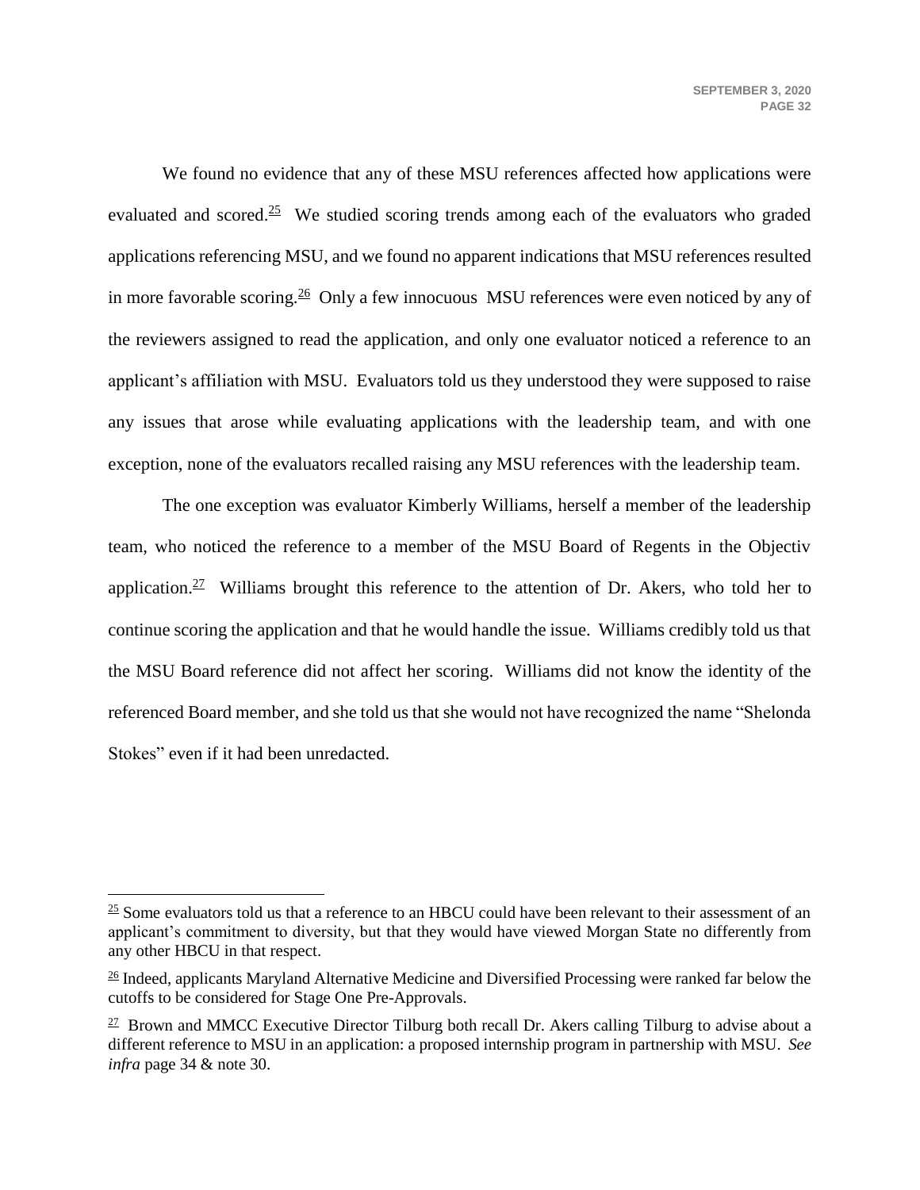We found no evidence that any of these MSU references affected how applications were evaluated and scored.[25] We studied scoring trends among each of the evaluators who graded applications referencing MSU, and we found no apparent indications that MSU references resulted in more favorable scoring.[26] Only a few innocuous MSU references were even noticed by any of the reviewers assigned to read the application, and only one evaluator noticed a reference to an applicant's affiliation with MSU. Evaluators told us they understood they were supposed to raise any issues that arose while evaluating applications with the leadership team, and with one exception, none of the evaluators recalled raising any MSU references with the leadership team.

The one exception was evaluator Kimberly Williams, herself a member of the leadership team, who noticed the reference to a member of the MSU Board of Regents in the Objectiv application.[27] Williams brought this reference to the attention of Dr. Akers, who told her to continue scoring the application and that he would handle the issue. Williams credibly told us that the MSU Board reference did not affect her scoring. Williams did not know the identity of the referenced Board member, and she told us that she would not have recognized the name "Shelonda Stokes" even if it had been unredacted.

---

[25] Some evaluators told us that a reference to an HBCU could have been relevant to their assessment of an applicant's commitment to diversity, but that they would have viewed Morgan State no differently from any other HBCU in that respect.

[26] Indeed, applicants Maryland Alternative Medicine and Diversified Processing were ranked far below the cutoffs to be considered for Stage One Pre-Approvals.

[27] Brown and MMCC Executive Director Tilburg both recall Dr. Akers calling Tilburg to advise about a different reference to MSU in an application: a proposed internship program in partnership with MSU. *See infra* page 34 & note 30.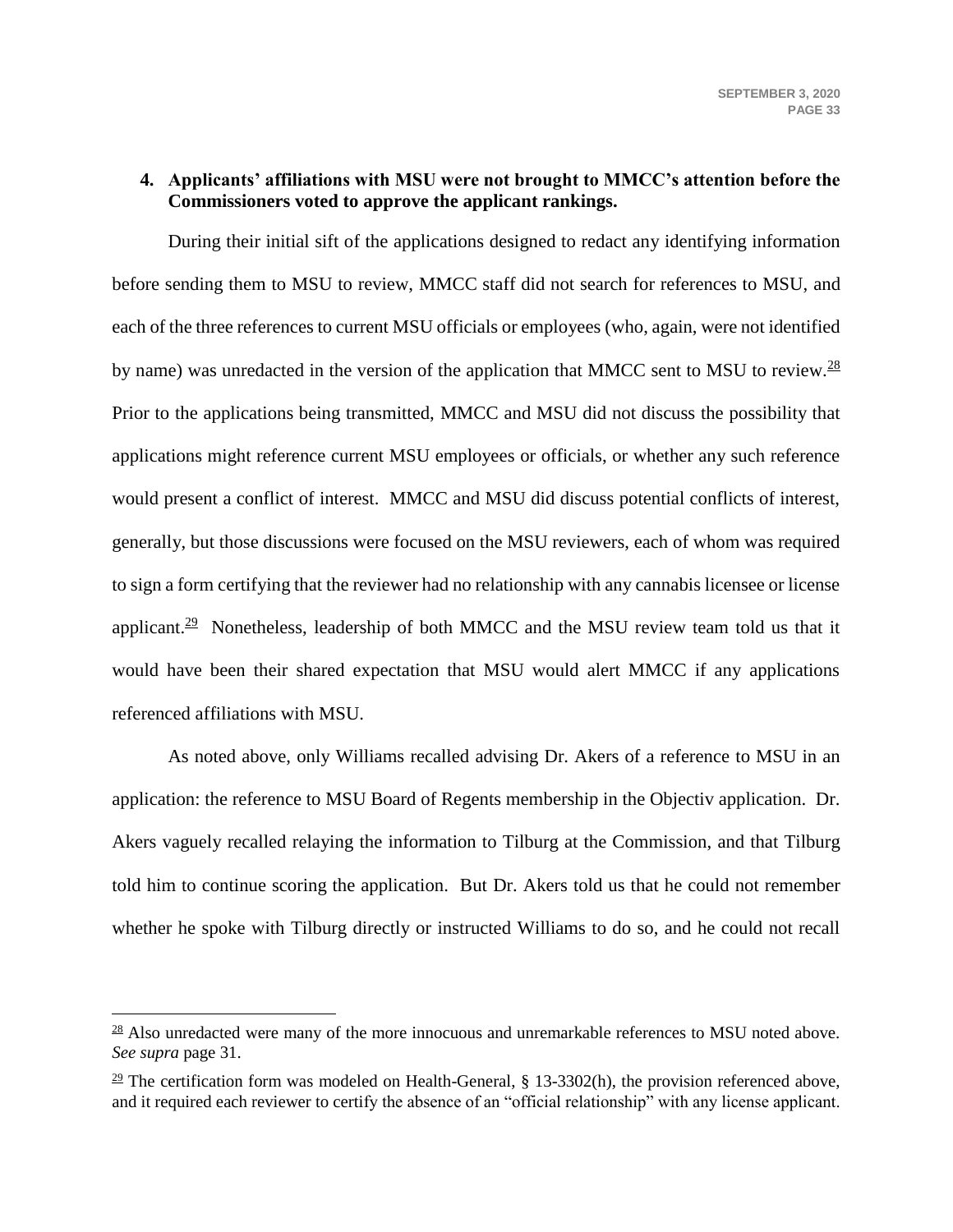**4. Applicants' affiliations with MSU were not brought to MMCC's attention before the Commissioners voted to approve the applicant rankings.**

During their initial sift of the applications designed to redact any identifying information before sending them to MSU to review, MMCC staff did not search for references to MSU, and each of the three references to current MSU officials or employees (who, again, were not identified by name) was unredacted in the version of the application that MMCC sent to MSU to review.[28] Prior to the applications being transmitted, MMCC and MSU did not discuss the possibility that applications might reference current MSU employees or officials, or whether any such reference would present a conflict of interest. MMCC and MSU did discuss potential conflicts of interest, generally, but those discussions were focused on the MSU reviewers, each of whom was required to sign a form certifying that the reviewer had no relationship with any cannabis licensee or license applicant.[29] Nonetheless, leadership of both MMCC and the MSU review team told us that it would have been their shared expectation that MSU would alert MMCC if any applications referenced affiliations with MSU.

As noted above, only Williams recalled advising Dr. Akers of a reference to MSU in an application: the reference to MSU Board of Regents membership in the Objectiv application. Dr. Akers vaguely recalled relaying the information to Tilburg at the Commission, and that Tilburg told him to continue scoring the application. But Dr. Akers told us that he could not remember whether he spoke with Tilburg directly or instructed Williams to do so, and he could not recall

---

[28] Also unredacted were many of the more innocuous and unremarkable references to MSU noted above. *See supra* page 31.

[29] The certification form was modeled on Health-General, § 13-3302(h), the provision referenced above, and it required each reviewer to certify the absence of an "official relationship" with any license applicant.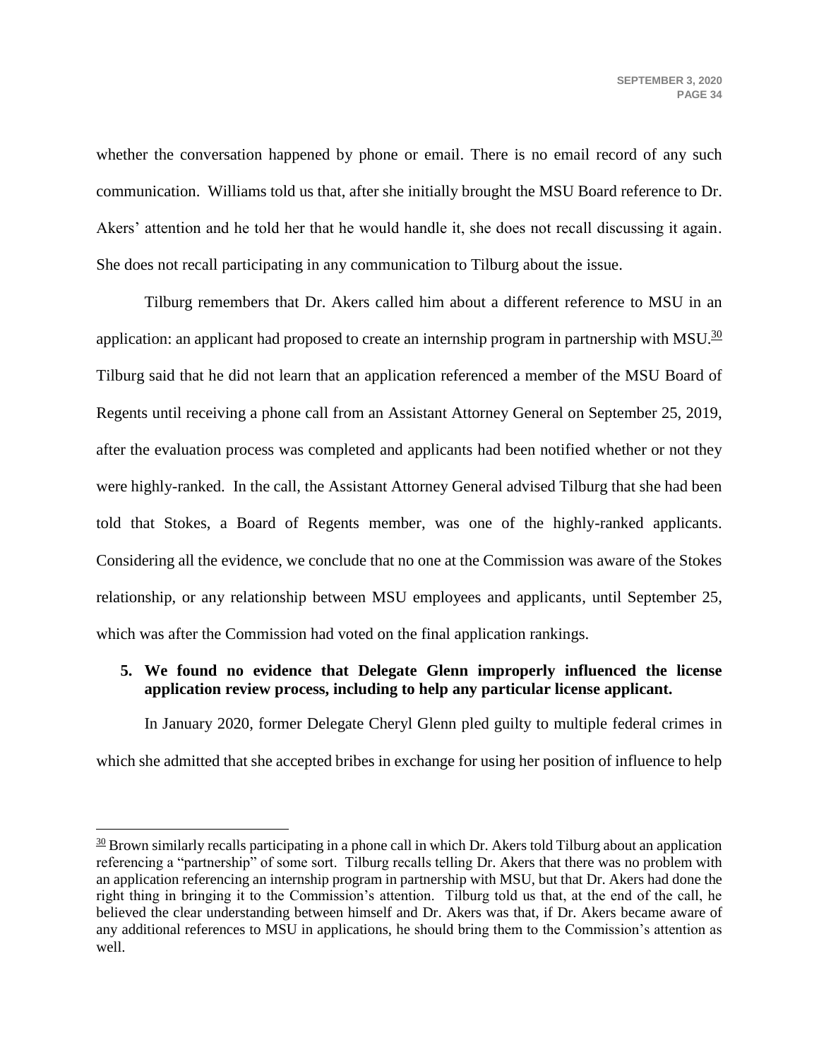whether the conversation happened by phone or email. There is no email record of any such communication. Williams told us that, after she initially brought the MSU Board reference to Dr. Akers' attention and he told her that he would handle it, she does not recall discussing it again. She does not recall participating in any communication to Tilburg about the issue.

Tilburg remembers that Dr. Akers called him about a different reference to MSU in an application: an applicant had proposed to create an internship program in partnership with MSU.[30] Tilburg said that he did not learn that an application referenced a member of the MSU Board of Regents until receiving a phone call from an Assistant Attorney General on September 25, 2019, after the evaluation process was completed and applicants had been notified whether or not they were highly-ranked. In the call, the Assistant Attorney General advised Tilburg that she had been told that Stokes, a Board of Regents member, was one of the highly-ranked applicants. Considering all the evidence, we conclude that no one at the Commission was aware of the Stokes relationship, or any relationship between MSU employees and applicants, until September 25, which was after the Commission had voted on the final application rankings.

**5. We found no evidence that Delegate Glenn improperly influenced the license application review process, including to help any particular license applicant.**

In January 2020, former Delegate Cheryl Glenn pled guilty to multiple federal crimes in which she admitted that she accepted bribes in exchange for using her position of influence to help

---

[30] Brown similarly recalls participating in a phone call in which Dr. Akers told Tilburg about an application referencing a "partnership" of some sort. Tilburg recalls telling Dr. Akers that there was no problem with an application referencing an internship program in partnership with MSU, but that Dr. Akers had done the right thing in bringing it to the Commission's attention. Tilburg told us that, at the end of the call, he believed the clear understanding between himself and Dr. Akers was that, if Dr. Akers became aware of any additional references to MSU in applications, he should bring them to the Commission's attention as well.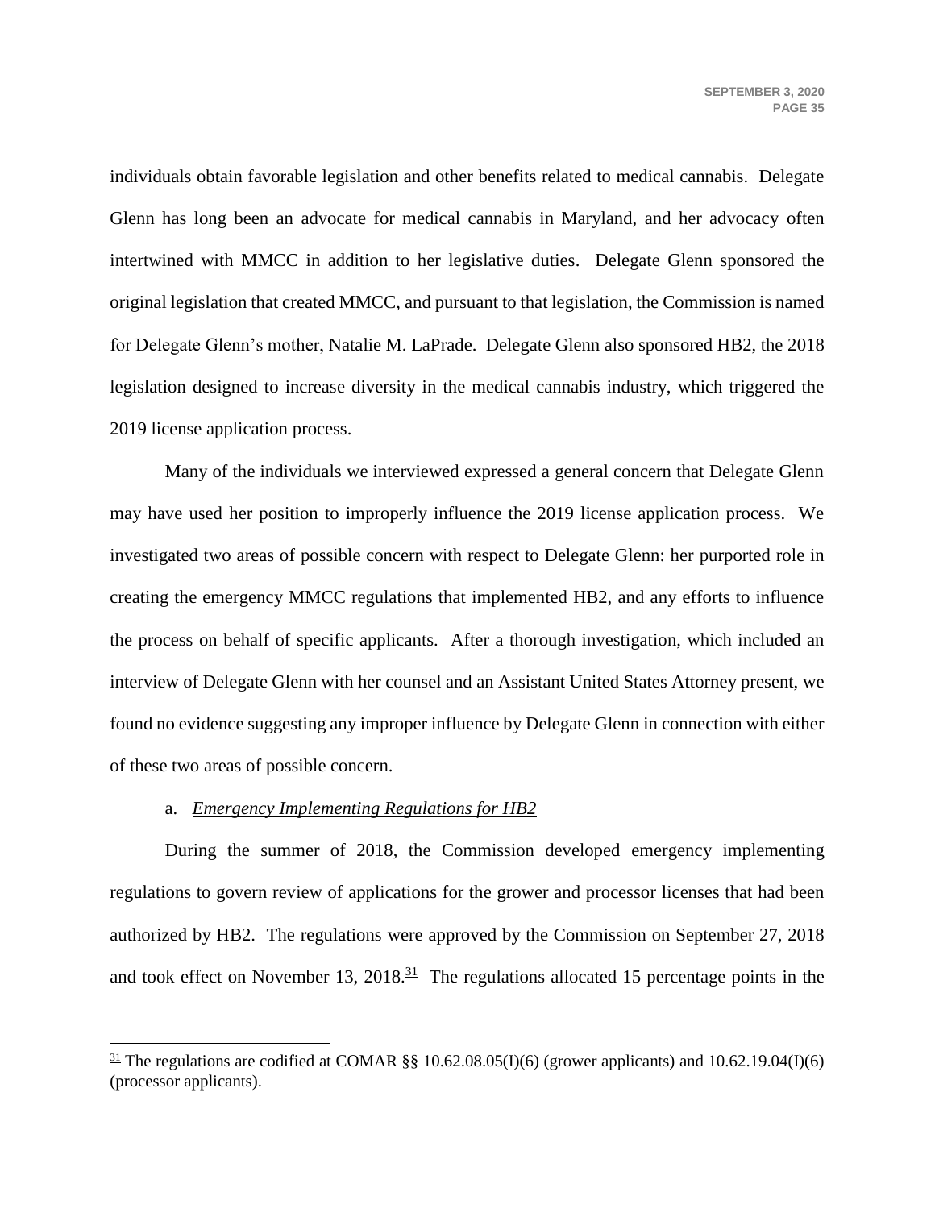individuals obtain favorable legislation and other benefits related to medical cannabis. Delegate Glenn has long been an advocate for medical cannabis in Maryland, and her advocacy often intertwined with MMCC in addition to her legislative duties. Delegate Glenn sponsored the original legislation that created MMCC, and pursuant to that legislation, the Commission is named for Delegate Glenn's mother, Natalie M. LaPrade. Delegate Glenn also sponsored HB2, the 2018 legislation designed to increase diversity in the medical cannabis industry, which triggered the 2019 license application process.

Many of the individuals we interviewed expressed a general concern that Delegate Glenn may have used her position to improperly influence the 2019 license application process. We investigated two areas of possible concern with respect to Delegate Glenn: her purported role in creating the emergency MMCC regulations that implemented HB2, and any efforts to influence the process on behalf of specific applicants. After a thorough investigation, which included an interview of Delegate Glenn with her counsel and an Assistant United States Attorney present, we found no evidence suggesting any improper influence by Delegate Glenn in connection with either of these two areas of possible concern.

a. ***Emergency Implementing Regulations for HB2***

During the summer of 2018, the Commission developed emergency implementing regulations to govern review of applications for the grower and processor licenses that had been authorized by HB2. The regulations were approved by the Commission on September 27, 2018 and took effect on November 13, 2018.[31] The regulations allocated 15 percentage points in the

[31] The regulations are codified at COMAR §§ 10.62.08.05(I)(6) (grower applicants) and 10.62.19.04(I)(6) (processor applicants).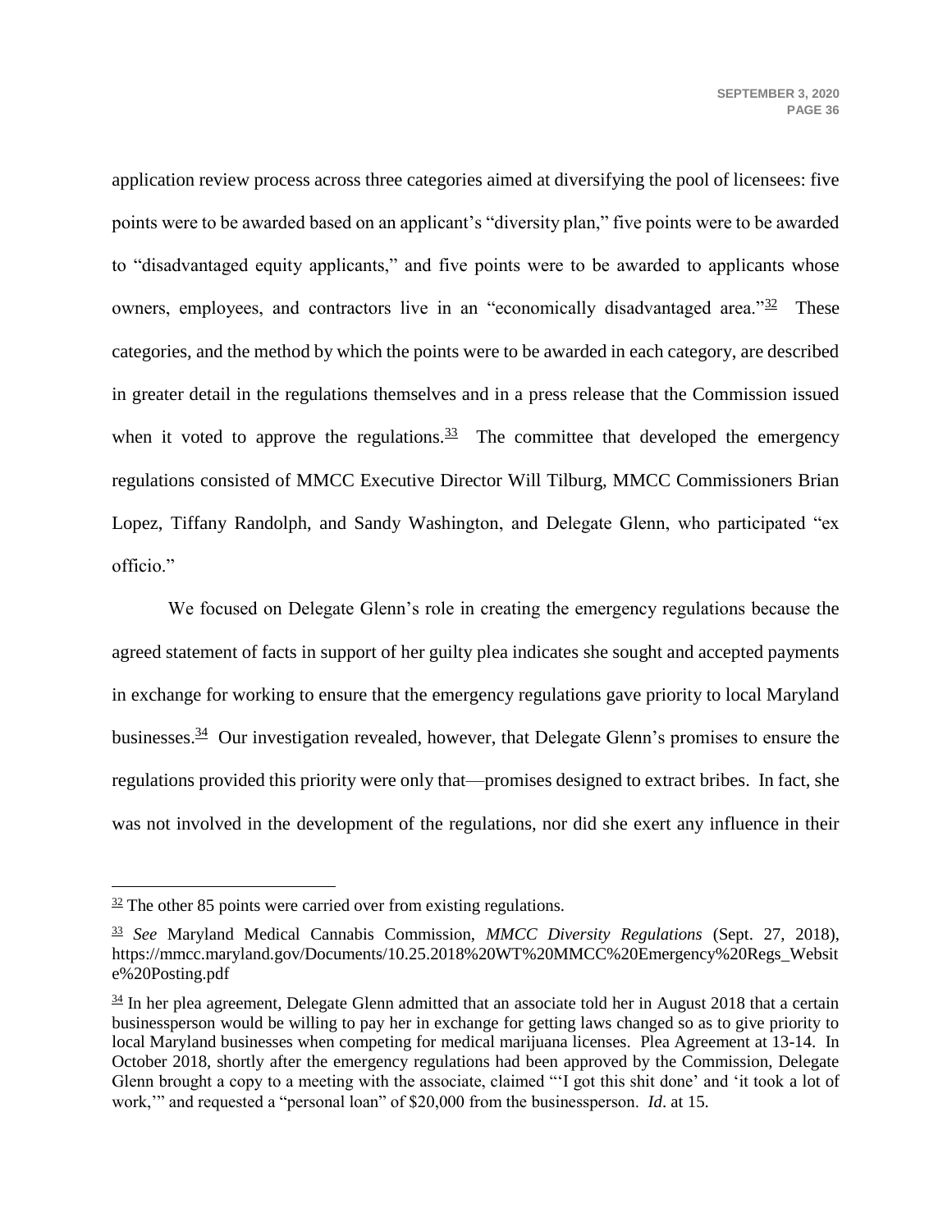application review process across three categories aimed at diversifying the pool of licensees: five points were to be awarded based on an applicant's "diversity plan," five points were to be awarded to "disadvantaged equity applicants," and five points were to be awarded to applicants whose owners, employees, and contractors live in an "economically disadvantaged area."[32] These categories, and the method by which the points were to be awarded in each category, are described in greater detail in the regulations themselves and in a press release that the Commission issued when it voted to approve the regulations.[33] The committee that developed the emergency regulations consisted of MMCC Executive Director Will Tilburg, MMCC Commissioners Brian Lopez, Tiffany Randolph, and Sandy Washington, and Delegate Glenn, who participated "ex officio."

We focused on Delegate Glenn's role in creating the emergency regulations because the agreed statement of facts in support of her guilty plea indicates she sought and accepted payments in exchange for working to ensure that the emergency regulations gave priority to local Maryland businesses.[34] Our investigation revealed, however, that Delegate Glenn's promises to ensure the regulations provided this priority were only that—promises designed to extract bribes. In fact, she was not involved in the development of the regulations, nor did she exert any influence in their

---

[32] The other 85 points were carried over from existing regulations.

[33] *See* Maryland Medical Cannabis Commission, *MMCC Diversity Regulations* (Sept. 27, 2018), https://mmcc.maryland.gov/Documents/10.25.2018%20WT%20MMCC%20Emergency%20Regs_Website%20Posting.pdf

[34] In her plea agreement, Delegate Glenn admitted that an associate told her in August 2018 that a certain businessperson would be willing to pay her in exchange for getting laws changed so as to give priority to local Maryland businesses when competing for medical marijuana licenses. Plea Agreement at 13-14. In October 2018, shortly after the emergency regulations had been approved by the Commission, Delegate Glenn brought a copy to a meeting with the associate, claimed "'I got this shit done' and 'it took a lot of work,'" and requested a "personal loan" of $20,000 from the businessperson. *Id*. at 15.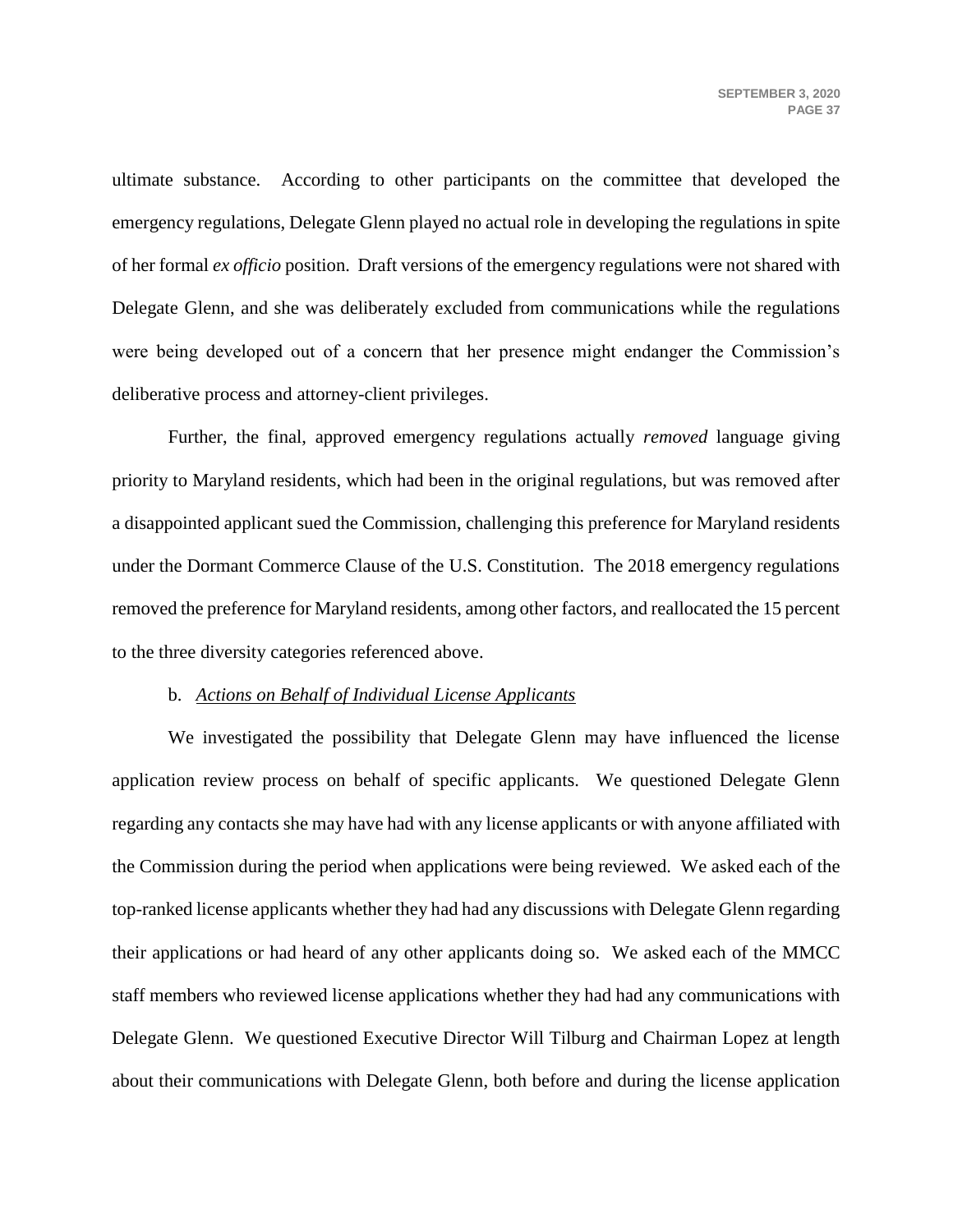ultimate substance. According to other participants on the committee that developed the emergency regulations, Delegate Glenn played no actual role in developing the regulations in spite of her formal *ex officio* position. Draft versions of the emergency regulations were not shared with Delegate Glenn, and she was deliberately excluded from communications while the regulations were being developed out of a concern that her presence might endanger the Commission's deliberative process and attorney-client privileges.

Further, the final, approved emergency regulations actually *removed* language giving priority to Maryland residents, which had been in the original regulations, but was removed after a disappointed applicant sued the Commission, challenging this preference for Maryland residents under the Dormant Commerce Clause of the U.S. Constitution. The 2018 emergency regulations removed the preference for Maryland residents, among other factors, and reallocated the 15 percent to the three diversity categories referenced above.

b. ***Actions on Behalf of Individual License Applicants***

We investigated the possibility that Delegate Glenn may have influenced the license application review process on behalf of specific applicants. We questioned Delegate Glenn regarding any contacts she may have had with any license applicants or with anyone affiliated with the Commission during the period when applications were being reviewed. We asked each of the top-ranked license applicants whether they had had any discussions with Delegate Glenn regarding their applications or had heard of any other applicants doing so. We asked each of the MMCC staff members who reviewed license applications whether they had had any communications with Delegate Glenn. We questioned Executive Director Will Tilburg and Chairman Lopez at length about their communications with Delegate Glenn, both before and during the license application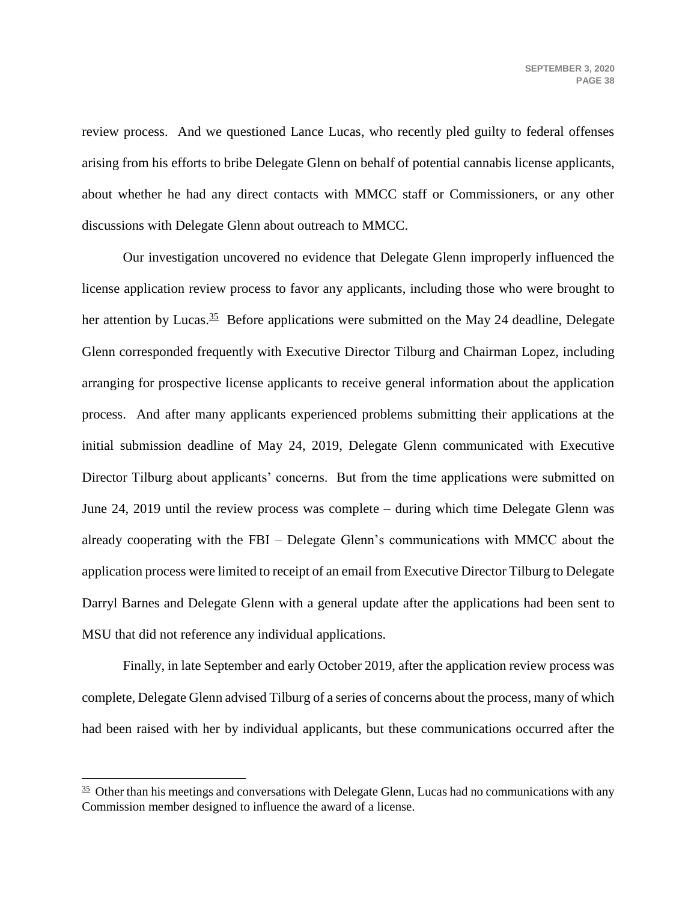review process. And we questioned Lance Lucas, who recently pled guilty to federal offenses arising from his efforts to bribe Delegate Glenn on behalf of potential cannabis license applicants, about whether he had any direct contacts with MMCC staff or Commissioners, or any other discussions with Delegate Glenn about outreach to MMCC.

Our investigation uncovered no evidence that Delegate Glenn improperly influenced the license application review process to favor any applicants, including those who were brought to her attention by Lucas.[35] Before applications were submitted on the May 24 deadline, Delegate Glenn corresponded frequently with Executive Director Tilburg and Chairman Lopez, including arranging for prospective license applicants to receive general information about the application process. And after many applicants experienced problems submitting their applications at the initial submission deadline of May 24, 2019, Delegate Glenn communicated with Executive Director Tilburg about applicants' concerns. But from the time applications were submitted on June 24, 2019 until the review process was complete – during which time Delegate Glenn was already cooperating with the FBI – Delegate Glenn's communications with MMCC about the application process were limited to receipt of an email from Executive Director Tilburg to Delegate Darryl Barnes and Delegate Glenn with a general update after the applications had been sent to MSU that did not reference any individual applications.

Finally, in late September and early October 2019, after the application review process was complete, Delegate Glenn advised Tilburg of a series of concerns about the process, many of which had been raised with her by individual applicants, but these communications occurred after the

---

[35] Other than his meetings and conversations with Delegate Glenn, Lucas had no communications with any Commission member designed to influence the award of a license.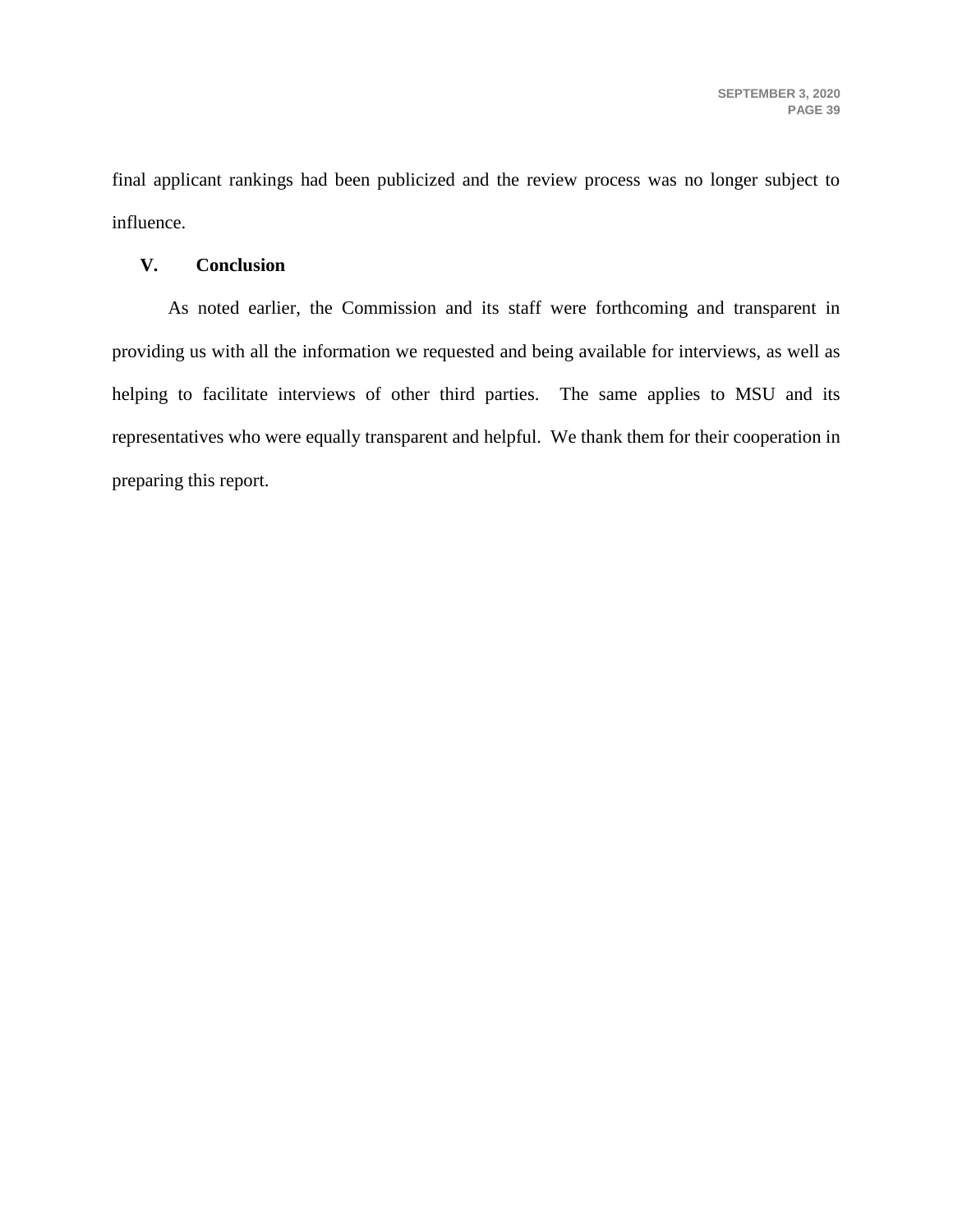final applicant rankings had been publicized and the review process was no longer subject to influence.

## V. Conclusion

As noted earlier, the Commission and its staff were forthcoming and transparent in providing us with all the information we requested and being available for interviews, as well as helping to facilitate interviews of other third parties. The same applies to MSU and its representatives who were equally transparent and helpful. We thank them for their cooperation in preparing this report.